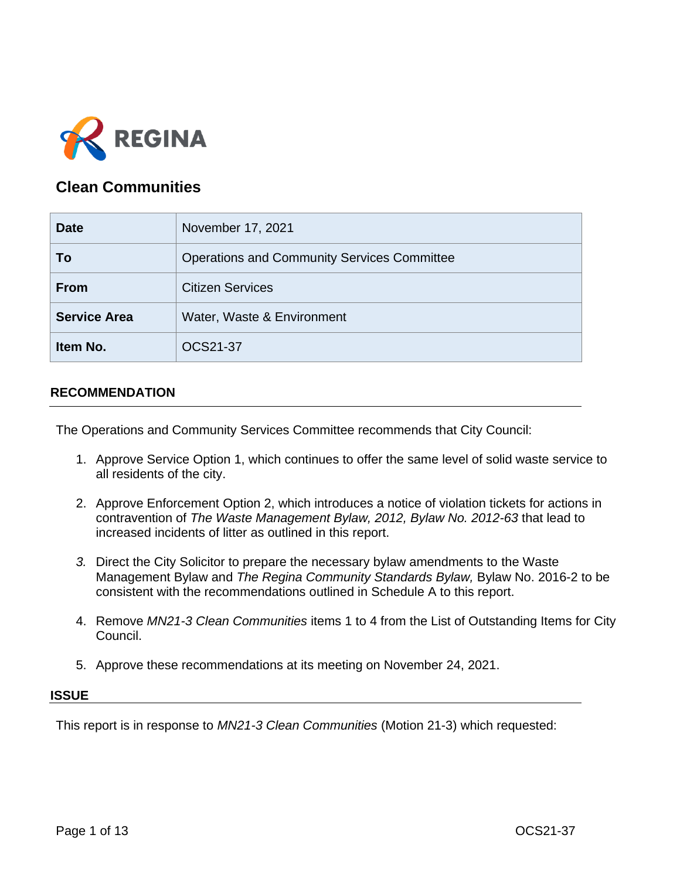# Clean Communities

| Date | November 17, 2021 |
|---|---|
| To | Operations and Community Services Committee |
| From | Citizen Services |
| Service Area | Water, Waste & Environment |
| Item No. | OCS21-37 |

## RECOMMENDATION

The Operations and Community Services Committee recommends that City Council:

1. Approve Service Option 1, which continues to offer the same level of solid waste service to all residents of the city.

2. Approve Enforcement Option 2, which introduces a notice of violation tickets for actions in contravention of *The Waste Management Bylaw, 2012, Bylaw No. 2012-63* that lead to increased incidents of litter as outlined in this report.

3. Direct the City Solicitor to prepare the necessary bylaw amendments to the Waste Management Bylaw and *The Regina Community Standards Bylaw,* Bylaw No. 2016-2 to be consistent with the recommendations outlined in Schedule A to this report.

4. Remove *MN21-3 Clean Communities* items 1 to 4 from the List of Outstanding Items for City Council.

5. Approve these recommendations at its meeting on November 24, 2021.

## ISSUE

This report is in response to *MN21-3 Clean Communities* (Motion 21-3) which requested: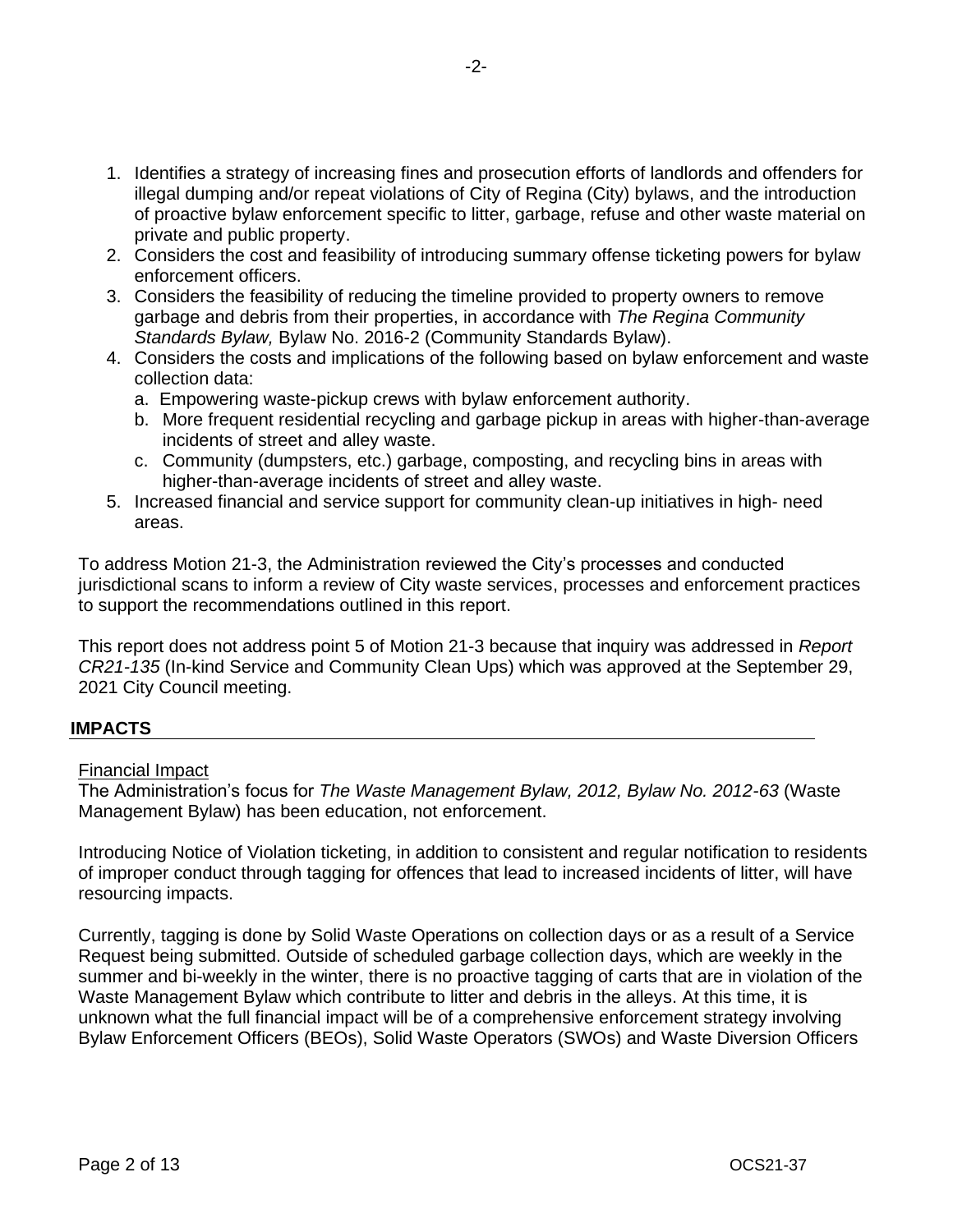1. Identifies a strategy of increasing fines and prosecution efforts of landlords and offenders for illegal dumping and/or repeat violations of City of Regina (City) bylaws, and the introduction of proactive bylaw enforcement specific to litter, garbage, refuse and other waste material on private and public property.
2. Considers the cost and feasibility of introducing summary offense ticketing powers for bylaw enforcement officers.
3. Considers the feasibility of reducing the timeline provided to property owners to remove garbage and debris from their properties, in accordance with *The Regina Community Standards Bylaw,* Bylaw No. 2016-2 (Community Standards Bylaw).
4. Considers the costs and implications of the following based on bylaw enforcement and waste collection data:
   a. Empowering waste-pickup crews with bylaw enforcement authority.
   b. More frequent residential recycling and garbage pickup in areas with higher-than-average incidents of street and alley waste.
   c. Community (dumpsters, etc.) garbage, composting, and recycling bins in areas with higher-than-average incidents of street and alley waste.
5. Increased financial and service support for community clean-up initiatives in high- need areas.

To address Motion 21-3, the Administration reviewed the City's processes and conducted jurisdictional scans to inform a review of City waste services, processes and enforcement practices to support the recommendations outlined in this report.

This report does not address point 5 of Motion 21-3 because that inquiry was addressed in *Report CR21-135* (In-kind Service and Community Clean Ups) which was approved at the September 29, 2021 City Council meeting.

## IMPACTS

### Financial Impact

The Administration's focus for *The Waste Management Bylaw, 2012, Bylaw No. 2012-63* (Waste Management Bylaw) has been education, not enforcement.

Introducing Notice of Violation ticketing, in addition to consistent and regular notification to residents of improper conduct through tagging for offences that lead to increased incidents of litter, will have resourcing impacts.

Currently, tagging is done by Solid Waste Operations on collection days or as a result of a Service Request being submitted. Outside of scheduled garbage collection days, which are weekly in the summer and bi-weekly in the winter, there is no proactive tagging of carts that are in violation of the Waste Management Bylaw which contribute to litter and debris in the alleys. At this time, it is unknown what the full financial impact will be of a comprehensive enforcement strategy involving Bylaw Enforcement Officers (BEOs), Solid Waste Operators (SWOs) and Waste Diversion Officers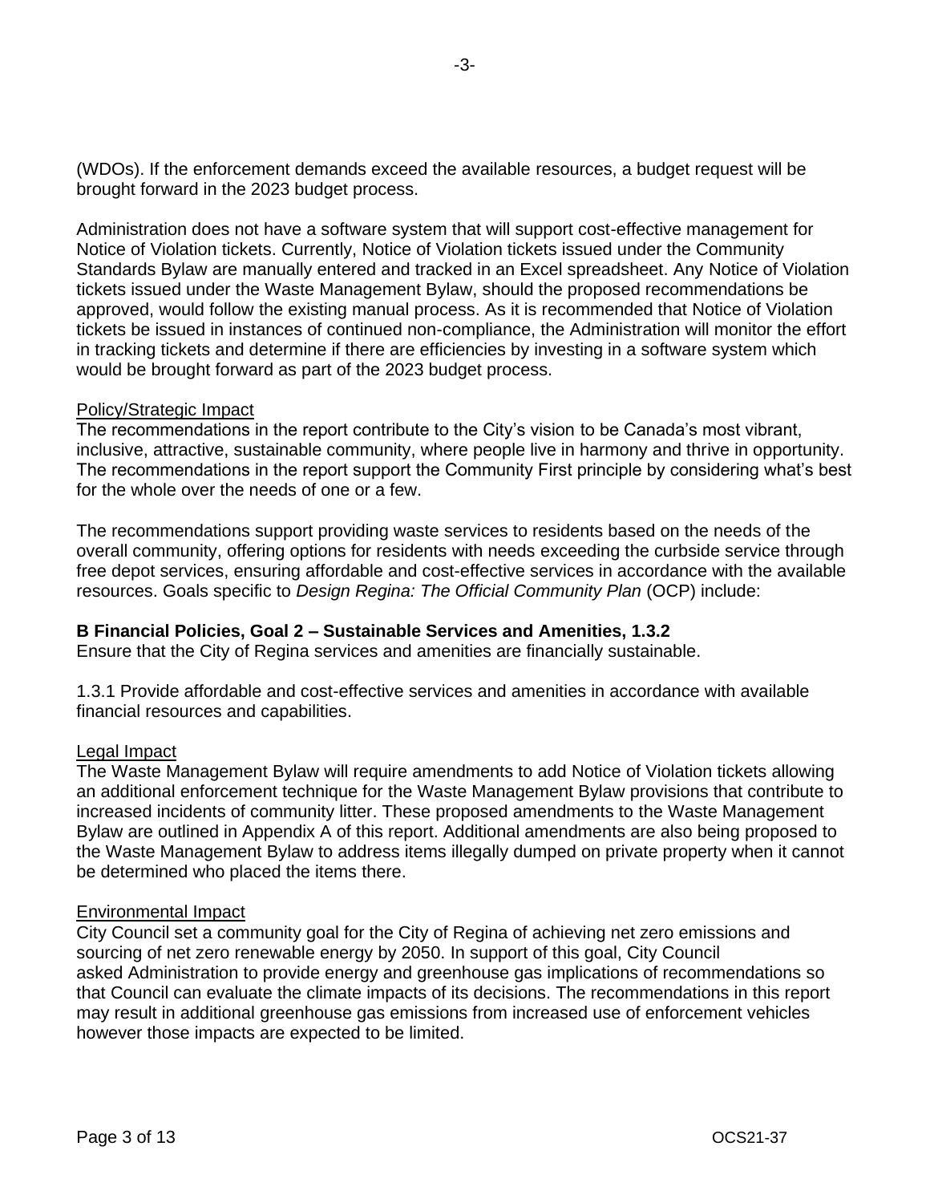(WDOs). If the enforcement demands exceed the available resources, a budget request will be brought forward in the 2023 budget process.

Administration does not have a software system that will support cost-effective management for Notice of Violation tickets. Currently, Notice of Violation tickets issued under the Community Standards Bylaw are manually entered and tracked in an Excel spreadsheet. Any Notice of Violation tickets issued under the Waste Management Bylaw, should the proposed recommendations be approved, would follow the existing manual process. As it is recommended that Notice of Violation tickets be issued in instances of continued non-compliance, the Administration will monitor the effort in tracking tickets and determine if there are efficiencies by investing in a software system which would be brought forward as part of the 2023 budget process.

## Policy/Strategic Impact

The recommendations in the report contribute to the City's vision to be Canada's most vibrant, inclusive, attractive, sustainable community, where people live in harmony and thrive in opportunity. The recommendations in the report support the Community First principle by considering what's best for the whole over the needs of one or a few.

The recommendations support providing waste services to residents based on the needs of the overall community, offering options for residents with needs exceeding the curbside service through free depot services, ensuring affordable and cost-effective services in accordance with the available resources. Goals specific to *Design Regina: The Official Community Plan* (OCP) include:

**B Financial Policies, Goal 2 – Sustainable Services and Amenities, 1.3.2**
Ensure that the City of Regina services and amenities are financially sustainable.

1.3.1 Provide affordable and cost-effective services and amenities in accordance with available financial resources and capabilities.

## Legal Impact

The Waste Management Bylaw will require amendments to add Notice of Violation tickets allowing an additional enforcement technique for the Waste Management Bylaw provisions that contribute to increased incidents of community litter. These proposed amendments to the Waste Management Bylaw are outlined in Appendix A of this report. Additional amendments are also being proposed to the Waste Management Bylaw to address items illegally dumped on private property when it cannot be determined who placed the items there.

## Environmental Impact

City Council set a community goal for the City of Regina of achieving net zero emissions and sourcing of net zero renewable energy by 2050. In support of this goal, City Council asked Administration to provide energy and greenhouse gas implications of recommendations so that Council can evaluate the climate impacts of its decisions. The recommendations in this report may result in additional greenhouse gas emissions from increased use of enforcement vehicles however those impacts are expected to be limited.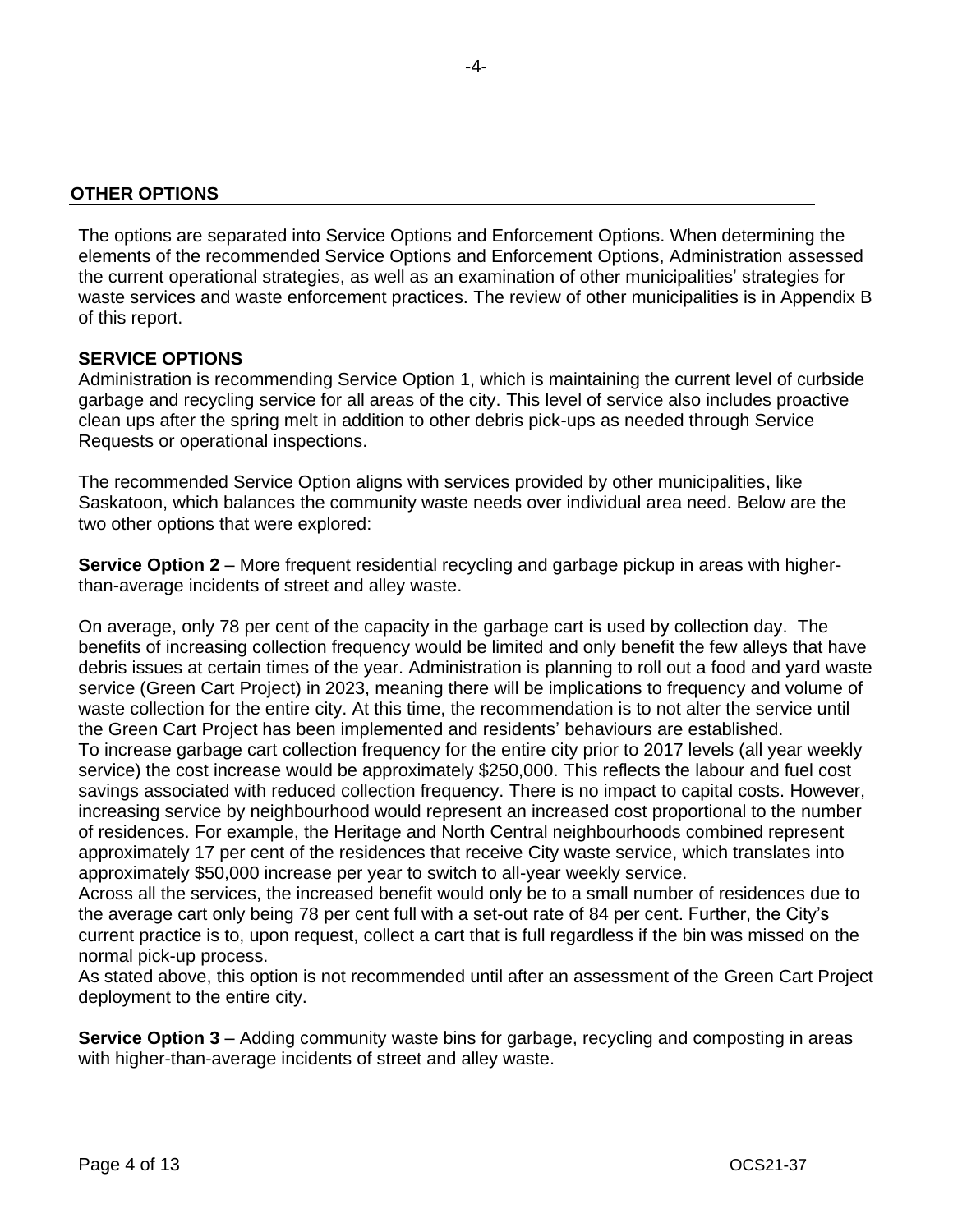## OTHER OPTIONS

The options are separated into Service Options and Enforcement Options. When determining the elements of the recommended Service Options and Enforcement Options, Administration assessed the current operational strategies, as well as an examination of other municipalities' strategies for waste services and waste enforcement practices. The review of other municipalities is in Appendix B of this report.

### SERVICE OPTIONS

Administration is recommending Service Option 1, which is maintaining the current level of curbside garbage and recycling service for all areas of the city. This level of service also includes proactive clean ups after the spring melt in addition to other debris pick-ups as needed through Service Requests or operational inspections.

The recommended Service Option aligns with services provided by other municipalities, like Saskatoon, which balances the community waste needs over individual area need. Below are the two other options that were explored:

**Service Option 2** – More frequent residential recycling and garbage pickup in areas with higher-than-average incidents of street and alley waste.

On average, only 78 per cent of the capacity in the garbage cart is used by collection day. The benefits of increasing collection frequency would be limited and only benefit the few alleys that have debris issues at certain times of the year. Administration is planning to roll out a food and yard waste service (Green Cart Project) in 2023, meaning there will be implications to frequency and volume of waste collection for the entire city. At this time, the recommendation is to not alter the service until the Green Cart Project has been implemented and residents' behaviours are established.

To increase garbage cart collection frequency for the entire city prior to 2017 levels (all year weekly service) the cost increase would be approximately $250,000. This reflects the labour and fuel cost savings associated with reduced collection frequency. There is no impact to capital costs. However, increasing service by neighbourhood would represent an increased cost proportional to the number of residences. For example, the Heritage and North Central neighbourhoods combined represent approximately 17 per cent of the residences that receive City waste service, which translates into approximately $50,000 increase per year to switch to all-year weekly service.

Across all the services, the increased benefit would only be to a small number of residences due to the average cart only being 78 per cent full with a set-out rate of 84 per cent. Further, the City's current practice is to, upon request, collect a cart that is full regardless if the bin was missed on the normal pick-up process.

As stated above, this option is not recommended until after an assessment of the Green Cart Project deployment to the entire city.

**Service Option 3** – Adding community waste bins for garbage, recycling and composting in areas with higher-than-average incidents of street and alley waste.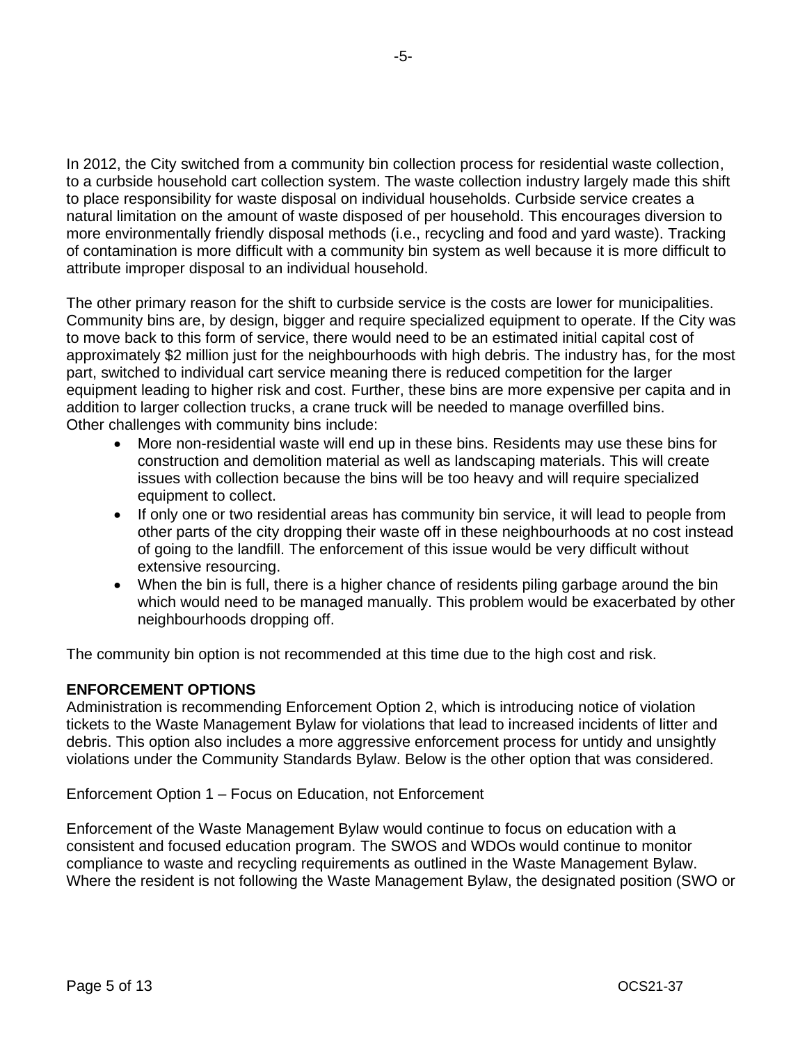In 2012, the City switched from a community bin collection process for residential waste collection, to a curbside household cart collection system. The waste collection industry largely made this shift to place responsibility for waste disposal on individual households. Curbside service creates a natural limitation on the amount of waste disposed of per household. This encourages diversion to more environmentally friendly disposal methods (i.e., recycling and food and yard waste). Tracking of contamination is more difficult with a community bin system as well because it is more difficult to attribute improper disposal to an individual household.

The other primary reason for the shift to curbside service is the costs are lower for municipalities. Community bins are, by design, bigger and require specialized equipment to operate. If the City was to move back to this form of service, there would need to be an estimated initial capital cost of approximately $2 million just for the neighbourhoods with high debris. The industry has, for the most part, switched to individual cart service meaning there is reduced competition for the larger equipment leading to higher risk and cost. Further, these bins are more expensive per capita and in addition to larger collection trucks, a crane truck will be needed to manage overfilled bins.
Other challenges with community bins include:

- More non-residential waste will end up in these bins. Residents may use these bins for construction and demolition material as well as landscaping materials. This will create issues with collection because the bins will be too heavy and will require specialized equipment to collect.
- If only one or two residential areas has community bin service, it will lead to people from other parts of the city dropping their waste off in these neighbourhoods at no cost instead of going to the landfill. The enforcement of this issue would be very difficult without extensive resourcing.
- When the bin is full, there is a higher chance of residents piling garbage around the bin which would need to be managed manually. This problem would be exacerbated by other neighbourhoods dropping off.

The community bin option is not recommended at this time due to the high cost and risk.

**ENFORCEMENT OPTIONS**

Administration is recommending Enforcement Option 2, which is introducing notice of violation tickets to the Waste Management Bylaw for violations that lead to increased incidents of litter and debris. This option also includes a more aggressive enforcement process for untidy and unsightly violations under the Community Standards Bylaw. Below is the other option that was considered.

Enforcement Option 1 – Focus on Education, not Enforcement

Enforcement of the Waste Management Bylaw would continue to focus on education with a consistent and focused education program. The SWOS and WDOs would continue to monitor compliance to waste and recycling requirements as outlined in the Waste Management Bylaw. Where the resident is not following the Waste Management Bylaw, the designated position (SWO or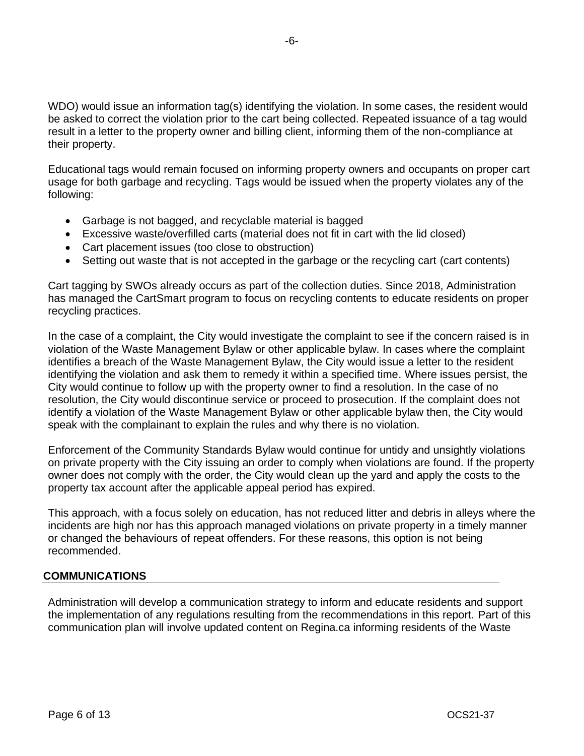WDO) would issue an information tag(s) identifying the violation. In some cases, the resident would be asked to correct the violation prior to the cart being collected. Repeated issuance of a tag would result in a letter to the property owner and billing client, informing them of the non-compliance at their property.

Educational tags would remain focused on informing property owners and occupants on proper cart usage for both garbage and recycling. Tags would be issued when the property violates any of the following:

- Garbage is not bagged, and recyclable material is bagged
- Excessive waste/overfilled carts (material does not fit in cart with the lid closed)
- Cart placement issues (too close to obstruction)
- Setting out waste that is not accepted in the garbage or the recycling cart (cart contents)

Cart tagging by SWOs already occurs as part of the collection duties. Since 2018, Administration has managed the CartSmart program to focus on recycling contents to educate residents on proper recycling practices.

In the case of a complaint, the City would investigate the complaint to see if the concern raised is in violation of the Waste Management Bylaw or other applicable bylaw. In cases where the complaint identifies a breach of the Waste Management Bylaw, the City would issue a letter to the resident identifying the violation and ask them to remedy it within a specified time. Where issues persist, the City would continue to follow up with the property owner to find a resolution. In the case of no resolution, the City would discontinue service or proceed to prosecution. If the complaint does not identify a violation of the Waste Management Bylaw or other applicable bylaw then, the City would speak with the complainant to explain the rules and why there is no violation.

Enforcement of the Community Standards Bylaw would continue for untidy and unsightly violations on private property with the City issuing an order to comply when violations are found. If the property owner does not comply with the order, the City would clean up the yard and apply the costs to the property tax account after the applicable appeal period has expired.

This approach, with a focus solely on education, has not reduced litter and debris in alleys where the incidents are high nor has this approach managed violations on private property in a timely manner or changed the behaviours of repeat offenders. For these reasons, this option is not being recommended.

## COMMUNICATIONS

Administration will develop a communication strategy to inform and educate residents and support the implementation of any regulations resulting from the recommendations in this report. Part of this communication plan will involve updated content on Regina.ca informing residents of the Waste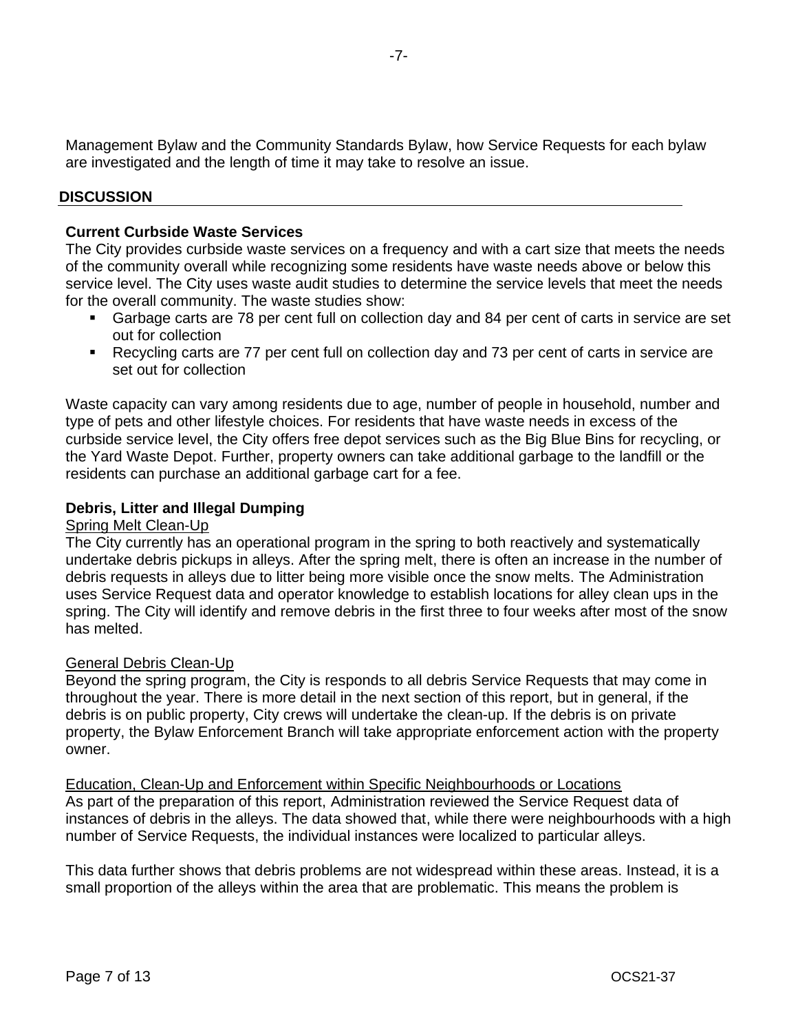Management Bylaw and the Community Standards Bylaw, how Service Requests for each bylaw are investigated and the length of time it may take to resolve an issue.

## DISCUSSION

### Current Curbside Waste Services

The City provides curbside waste services on a frequency and with a cart size that meets the needs of the community overall while recognizing some residents have waste needs above or below this service level. The City uses waste audit studies to determine the service levels that meet the needs for the overall community. The waste studies show:

- Garbage carts are 78 per cent full on collection day and 84 per cent of carts in service are set out for collection
- Recycling carts are 77 per cent full on collection day and 73 per cent of carts in service are set out for collection

Waste capacity can vary among residents due to age, number of people in household, number and type of pets and other lifestyle choices. For residents that have waste needs in excess of the curbside service level, the City offers free depot services such as the Big Blue Bins for recycling, or the Yard Waste Depot. Further, property owners can take additional garbage to the landfill or the residents can purchase an additional garbage cart for a fee.

### Debris, Litter and Illegal Dumping

Spring Melt Clean-Up

The City currently has an operational program in the spring to both reactively and systematically undertake debris pickups in alleys. After the spring melt, there is often an increase in the number of debris requests in alleys due to litter being more visible once the snow melts. The Administration uses Service Request data and operator knowledge to establish locations for alley clean ups in the spring. The City will identify and remove debris in the first three to four weeks after most of the snow has melted.

General Debris Clean-Up

Beyond the spring program, the City is responds to all debris Service Requests that may come in throughout the year. There is more detail in the next section of this report, but in general, if the debris is on public property, City crews will undertake the clean-up. If the debris is on private property, the Bylaw Enforcement Branch will take appropriate enforcement action with the property owner.

Education, Clean-Up and Enforcement within Specific Neighbourhoods or Locations

As part of the preparation of this report, Administration reviewed the Service Request data of instances of debris in the alleys. The data showed that, while there were neighbourhoods with a high number of Service Requests, the individual instances were localized to particular alleys.

This data further shows that debris problems are not widespread within these areas. Instead, it is a small proportion of the alleys within the area that are problematic. This means the problem is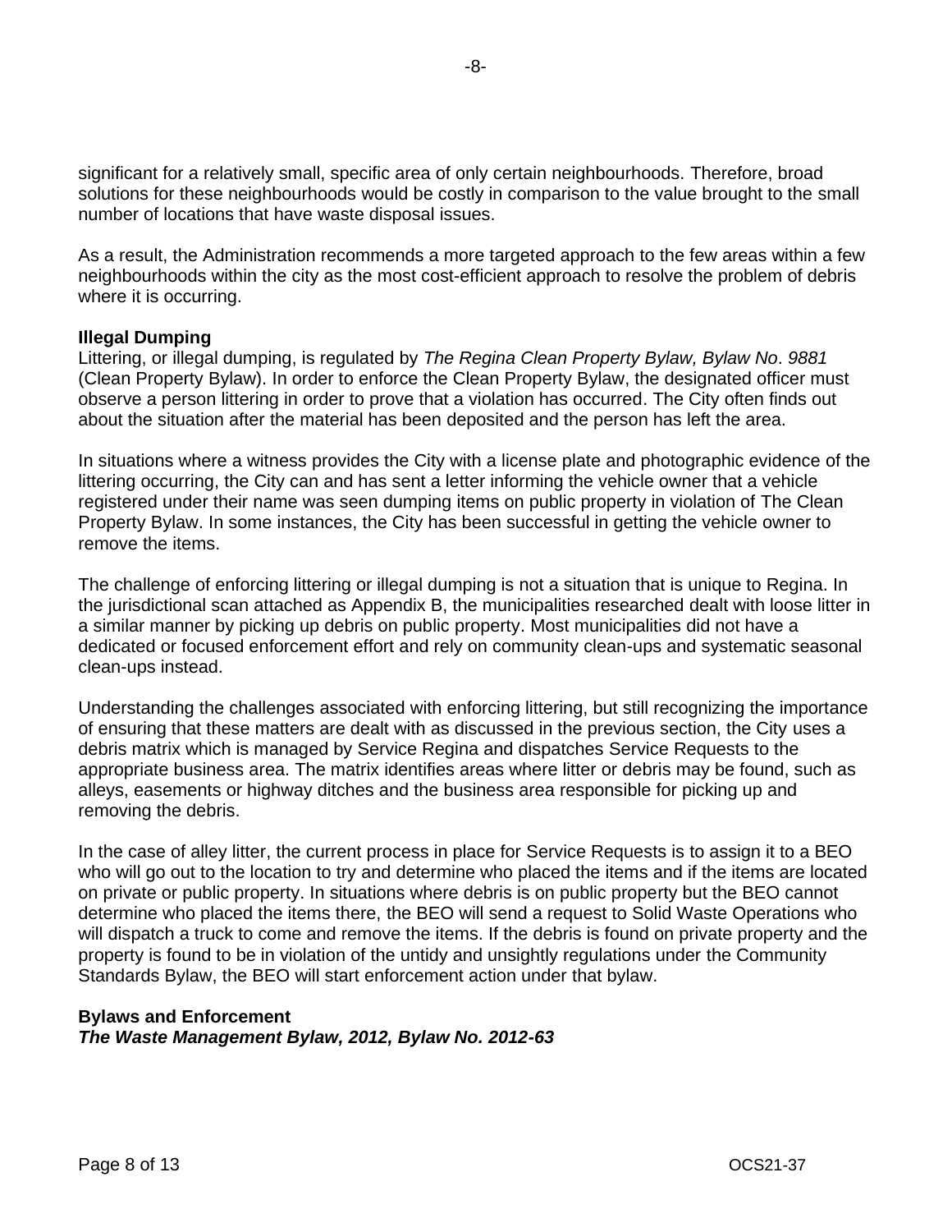significant for a relatively small, specific area of only certain neighbourhoods. Therefore, broad solutions for these neighbourhoods would be costly in comparison to the value brought to the small number of locations that have waste disposal issues.

As a result, the Administration recommends a more targeted approach to the few areas within a few neighbourhoods within the city as the most cost-efficient approach to resolve the problem of debris where it is occurring.

**Illegal Dumping**

Littering, or illegal dumping, is regulated by *The Regina Clean Property Bylaw, Bylaw No. 9881* (Clean Property Bylaw). In order to enforce the Clean Property Bylaw, the designated officer must observe a person littering in order to prove that a violation has occurred. The City often finds out about the situation after the material has been deposited and the person has left the area.

In situations where a witness provides the City with a license plate and photographic evidence of the littering occurring, the City can and has sent a letter informing the vehicle owner that a vehicle registered under their name was seen dumping items on public property in violation of The Clean Property Bylaw. In some instances, the City has been successful in getting the vehicle owner to remove the items.

The challenge of enforcing littering or illegal dumping is not a situation that is unique to Regina. In the jurisdictional scan attached as Appendix B, the municipalities researched dealt with loose litter in a similar manner by picking up debris on public property. Most municipalities did not have a dedicated or focused enforcement effort and rely on community clean-ups and systematic seasonal clean-ups instead.

Understanding the challenges associated with enforcing littering, but still recognizing the importance of ensuring that these matters are dealt with as discussed in the previous section, the City uses a debris matrix which is managed by Service Regina and dispatches Service Requests to the appropriate business area. The matrix identifies areas where litter or debris may be found, such as alleys, easements or highway ditches and the business area responsible for picking up and removing the debris.

In the case of alley litter, the current process in place for Service Requests is to assign it to a BEO who will go out to the location to try and determine who placed the items and if the items are located on private or public property. In situations where debris is on public property but the BEO cannot determine who placed the items there, the BEO will send a request to Solid Waste Operations who will dispatch a truck to come and remove the items. If the debris is found on private property and the property is found to be in violation of the untidy and unsightly regulations under the Community Standards Bylaw, the BEO will start enforcement action under that bylaw.

**Bylaws and Enforcement**

***The Waste Management Bylaw, 2012, Bylaw No. 2012-63***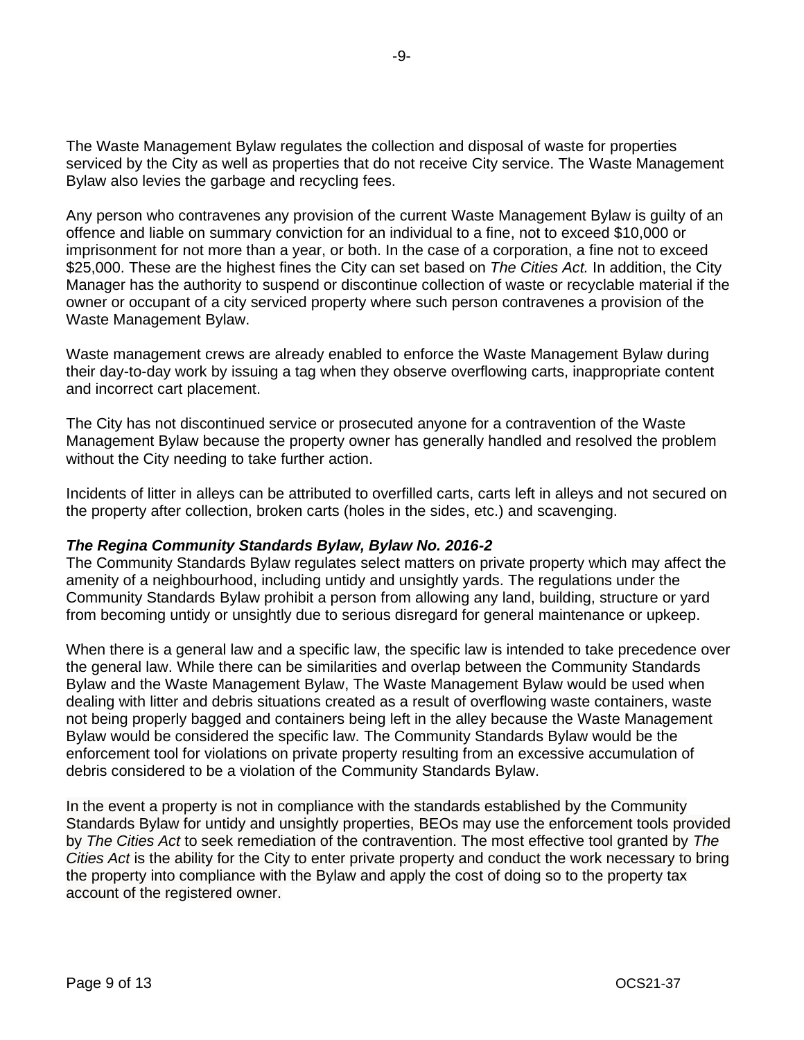The Waste Management Bylaw regulates the collection and disposal of waste for properties serviced by the City as well as properties that do not receive City service. The Waste Management Bylaw also levies the garbage and recycling fees.

Any person who contravenes any provision of the current Waste Management Bylaw is guilty of an offence and liable on summary conviction for an individual to a fine, not to exceed $10,000 or imprisonment for not more than a year, or both. In the case of a corporation, a fine not to exceed $25,000. These are the highest fines the City can set based on *The Cities Act.* In addition, the City Manager has the authority to suspend or discontinue collection of waste or recyclable material if the owner or occupant of a city serviced property where such person contravenes a provision of the Waste Management Bylaw.

Waste management crews are already enabled to enforce the Waste Management Bylaw during their day-to-day work by issuing a tag when they observe overflowing carts, inappropriate content and incorrect cart placement.

The City has not discontinued service or prosecuted anyone for a contravention of the Waste Management Bylaw because the property owner has generally handled and resolved the problem without the City needing to take further action.

Incidents of litter in alleys can be attributed to overfilled carts, carts left in alleys and not secured on the property after collection, broken carts (holes in the sides, etc.) and scavenging.

***The Regina Community Standards Bylaw, Bylaw No. 2016-2***

The Community Standards Bylaw regulates select matters on private property which may affect the amenity of a neighbourhood, including untidy and unsightly yards. The regulations under the Community Standards Bylaw prohibit a person from allowing any land, building, structure or yard from becoming untidy or unsightly due to serious disregard for general maintenance or upkeep.

When there is a general law and a specific law, the specific law is intended to take precedence over the general law. While there can be similarities and overlap between the Community Standards Bylaw and the Waste Management Bylaw, The Waste Management Bylaw would be used when dealing with litter and debris situations created as a result of overflowing waste containers, waste not being properly bagged and containers being left in the alley because the Waste Management Bylaw would be considered the specific law. The Community Standards Bylaw would be the enforcement tool for violations on private property resulting from an excessive accumulation of debris considered to be a violation of the Community Standards Bylaw.

In the event a property is not in compliance with the standards established by the Community Standards Bylaw for untidy and unsightly properties, BEOs may use the enforcement tools provided by *The Cities Act* to seek remediation of the contravention. The most effective tool granted by *The Cities Act* is the ability for the City to enter private property and conduct the work necessary to bring the property into compliance with the Bylaw and apply the cost of doing so to the property tax account of the registered owner.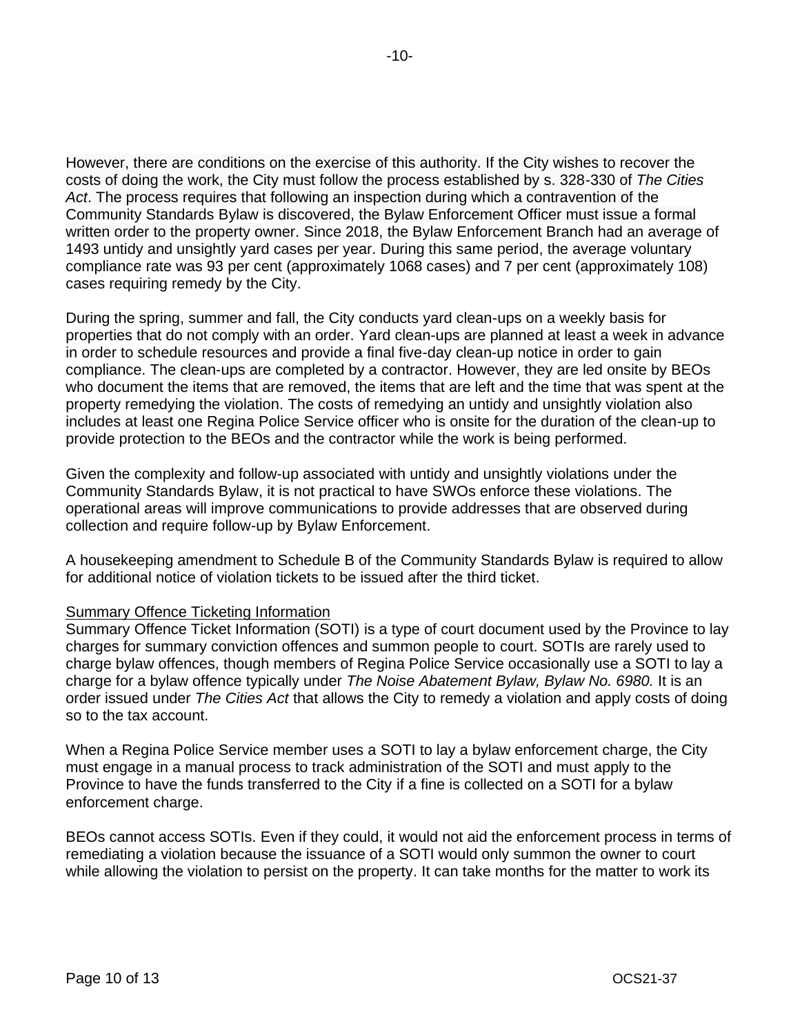However, there are conditions on the exercise of this authority. If the City wishes to recover the costs of doing the work, the City must follow the process established by s. 328-330 of *The Cities Act*. The process requires that following an inspection during which a contravention of the Community Standards Bylaw is discovered, the Bylaw Enforcement Officer must issue a formal written order to the property owner. Since 2018, the Bylaw Enforcement Branch had an average of 1493 untidy and unsightly yard cases per year. During this same period, the average voluntary compliance rate was 93 per cent (approximately 1068 cases) and 7 per cent (approximately 108) cases requiring remedy by the City.

During the spring, summer and fall, the City conducts yard clean-ups on a weekly basis for properties that do not comply with an order. Yard clean-ups are planned at least a week in advance in order to schedule resources and provide a final five-day clean-up notice in order to gain compliance. The clean-ups are completed by a contractor. However, they are led onsite by BEOs who document the items that are removed, the items that are left and the time that was spent at the property remedying the violation. The costs of remedying an untidy and unsightly violation also includes at least one Regina Police Service officer who is onsite for the duration of the clean-up to provide protection to the BEOs and the contractor while the work is being performed.

Given the complexity and follow-up associated with untidy and unsightly violations under the Community Standards Bylaw, it is not practical to have SWOs enforce these violations. The operational areas will improve communications to provide addresses that are observed during collection and require follow-up by Bylaw Enforcement.

A housekeeping amendment to Schedule B of the Community Standards Bylaw is required to allow for additional notice of violation tickets to be issued after the third ticket.

<u>Summary Offence Ticketing Information</u>

Summary Offence Ticket Information (SOTI) is a type of court document used by the Province to lay charges for summary conviction offences and summon people to court. SOTIs are rarely used to charge bylaw offences, though members of Regina Police Service occasionally use a SOTI to lay a charge for a bylaw offence typically under *The Noise Abatement Bylaw, Bylaw No. 6980.* It is an order issued under *The Cities Act* that allows the City to remedy a violation and apply costs of doing so to the tax account.

When a Regina Police Service member uses a SOTI to lay a bylaw enforcement charge, the City must engage in a manual process to track administration of the SOTI and must apply to the Province to have the funds transferred to the City if a fine is collected on a SOTI for a bylaw enforcement charge.

BEOs cannot access SOTIs. Even if they could, it would not aid the enforcement process in terms of remediating a violation because the issuance of a SOTI would only summon the owner to court while allowing the violation to persist on the property. It can take months for the matter to work its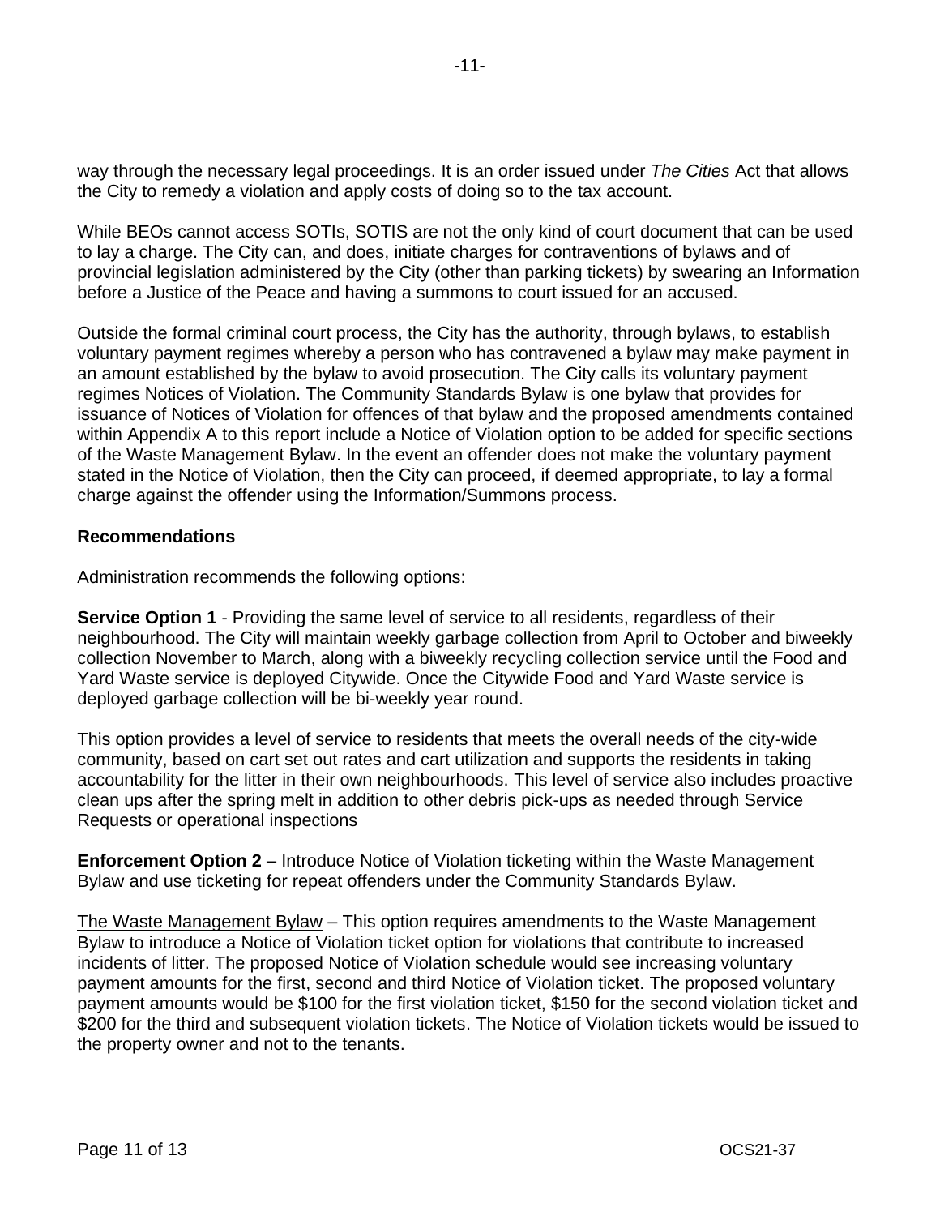way through the necessary legal proceedings. It is an order issued under *The Cities* Act that allows the City to remedy a violation and apply costs of doing so to the tax account.

While BEOs cannot access SOTIs, SOTIS are not the only kind of court document that can be used to lay a charge. The City can, and does, initiate charges for contraventions of bylaws and of provincial legislation administered by the City (other than parking tickets) by swearing an Information before a Justice of the Peace and having a summons to court issued for an accused.

Outside the formal criminal court process, the City has the authority, through bylaws, to establish voluntary payment regimes whereby a person who has contravened a bylaw may make payment in an amount established by the bylaw to avoid prosecution. The City calls its voluntary payment regimes Notices of Violation. The Community Standards Bylaw is one bylaw that provides for issuance of Notices of Violation for offences of that bylaw and the proposed amendments contained within Appendix A to this report include a Notice of Violation option to be added for specific sections of the Waste Management Bylaw. In the event an offender does not make the voluntary payment stated in the Notice of Violation, then the City can proceed, if deemed appropriate, to lay a formal charge against the offender using the Information/Summons process.

## Recommendations

Administration recommends the following options:

**Service Option 1** - Providing the same level of service to all residents, regardless of their neighbourhood. The City will maintain weekly garbage collection from April to October and biweekly collection November to March, along with a biweekly recycling collection service until the Food and Yard Waste service is deployed Citywide. Once the Citywide Food and Yard Waste service is deployed garbage collection will be bi-weekly year round.

This option provides a level of service to residents that meets the overall needs of the city-wide community, based on cart set out rates and cart utilization and supports the residents in taking accountability for the litter in their own neighbourhoods. This level of service also includes proactive clean ups after the spring melt in addition to other debris pick-ups as needed through Service Requests or operational inspections

**Enforcement Option 2** – Introduce Notice of Violation ticketing within the Waste Management Bylaw and use ticketing for repeat offenders under the Community Standards Bylaw.

<u>The Waste Management Bylaw</u> – This option requires amendments to the Waste Management Bylaw to introduce a Notice of Violation ticket option for violations that contribute to increased incidents of litter. The proposed Notice of Violation schedule would see increasing voluntary payment amounts for the first, second and third Notice of Violation ticket. The proposed voluntary payment amounts would be $100 for the first violation ticket, $150 for the second violation ticket and $200 for the third and subsequent violation tickets. The Notice of Violation tickets would be issued to the property owner and not to the tenants.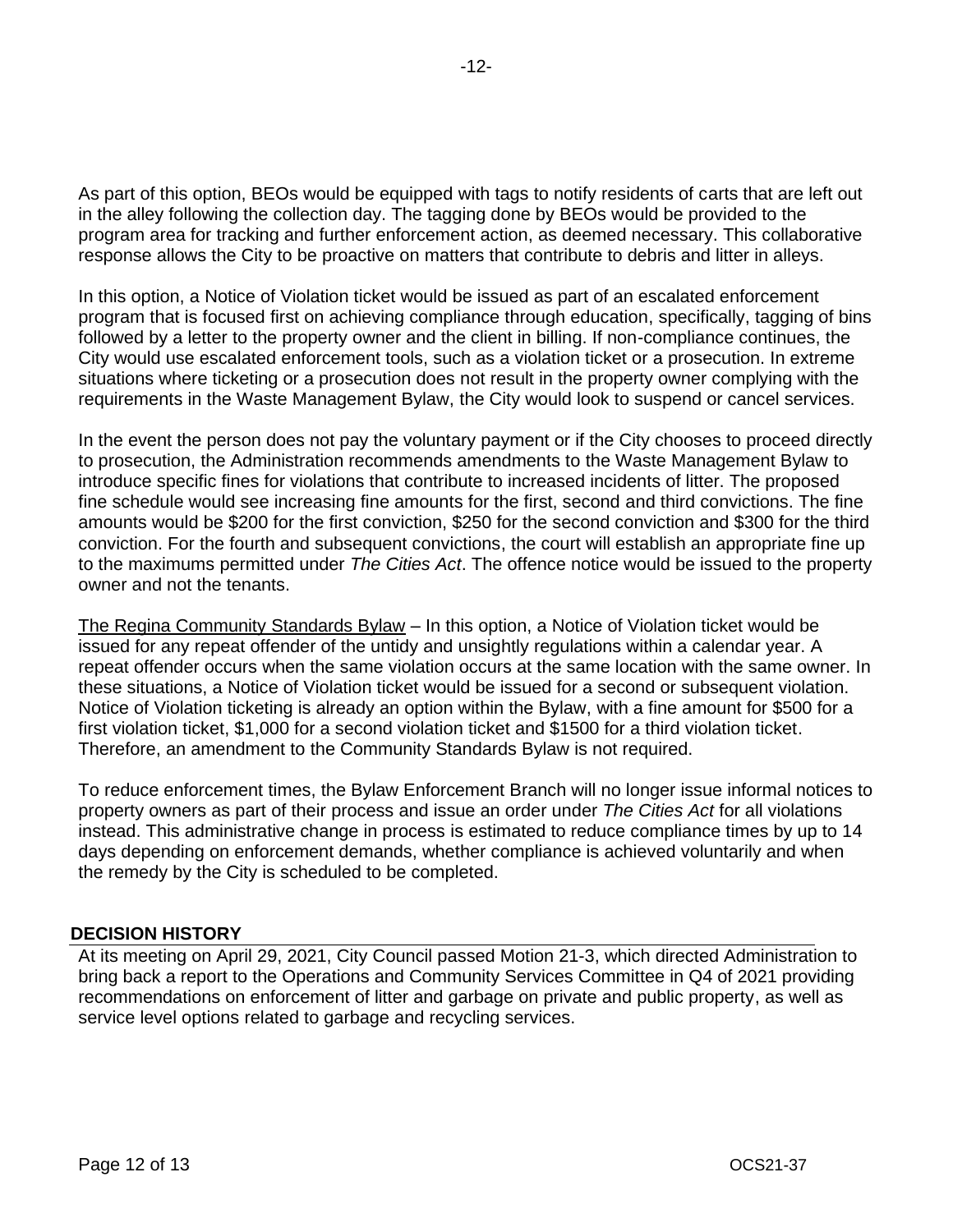As part of this option, BEOs would be equipped with tags to notify residents of carts that are left out in the alley following the collection day. The tagging done by BEOs would be provided to the program area for tracking and further enforcement action, as deemed necessary. This collaborative response allows the City to be proactive on matters that contribute to debris and litter in alleys.

In this option, a Notice of Violation ticket would be issued as part of an escalated enforcement program that is focused first on achieving compliance through education, specifically, tagging of bins followed by a letter to the property owner and the client in billing. If non-compliance continues, the City would use escalated enforcement tools, such as a violation ticket or a prosecution. In extreme situations where ticketing or a prosecution does not result in the property owner complying with the requirements in the Waste Management Bylaw, the City would look to suspend or cancel services.

In the event the person does not pay the voluntary payment or if the City chooses to proceed directly to prosecution, the Administration recommends amendments to the Waste Management Bylaw to introduce specific fines for violations that contribute to increased incidents of litter. The proposed fine schedule would see increasing fine amounts for the first, second and third convictions. The fine amounts would be $200 for the first conviction, $250 for the second conviction and $300 for the third conviction. For the fourth and subsequent convictions, the court will establish an appropriate fine up to the maximums permitted under *The Cities Act*. The offence notice would be issued to the property owner and not the tenants.

<u>The Regina Community Standards Bylaw</u> – In this option, a Notice of Violation ticket would be issued for any repeat offender of the untidy and unsightly regulations within a calendar year. A repeat offender occurs when the same violation occurs at the same location with the same owner. In these situations, a Notice of Violation ticket would be issued for a second or subsequent violation. Notice of Violation ticketing is already an option within the Bylaw, with a fine amount for $500 for a first violation ticket, $1,000 for a second violation ticket and $1500 for a third violation ticket. Therefore, an amendment to the Community Standards Bylaw is not required.

To reduce enforcement times, the Bylaw Enforcement Branch will no longer issue informal notices to property owners as part of their process and issue an order under *The Cities Act* for all violations instead. This administrative change in process is estimated to reduce compliance times by up to 14 days depending on enforcement demands, whether compliance is achieved voluntarily and when the remedy by the City is scheduled to be completed.

## DECISION HISTORY

At its meeting on April 29, 2021, City Council passed Motion 21-3, which directed Administration to bring back a report to the Operations and Community Services Committee in Q4 of 2021 providing recommendations on enforcement of litter and garbage on private and public property, as well as service level options related to garbage and recycling services.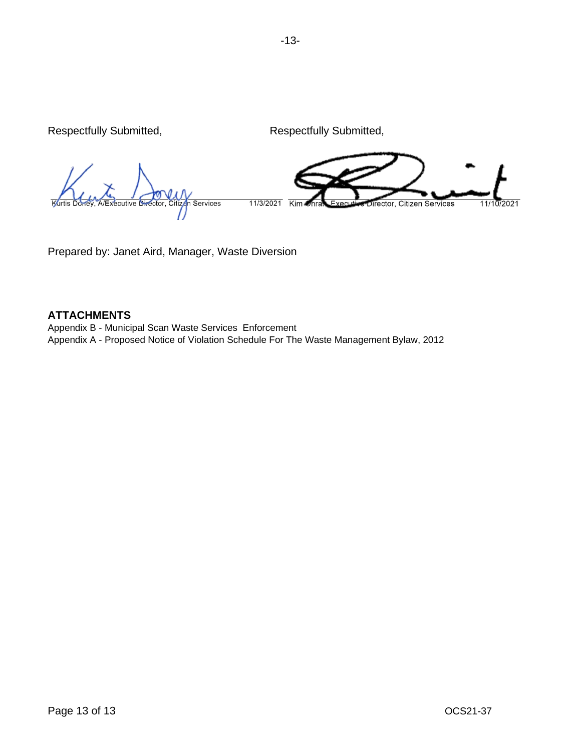Respectfully Submitted,

Kurtis Doney, A/Executive Director, Citizen Services 11/3/2021

Respectfully Submitted,

Kim Onrait, Executive Director, Citizen Services 11/10/2021

Prepared by: Janet Aird, Manager, Waste Diversion

**ATTACHMENTS**

Appendix B - Municipal Scan Waste Services Enforcement
Appendix A - Proposed Notice of Violation Schedule For The Waste Management Bylaw, 2012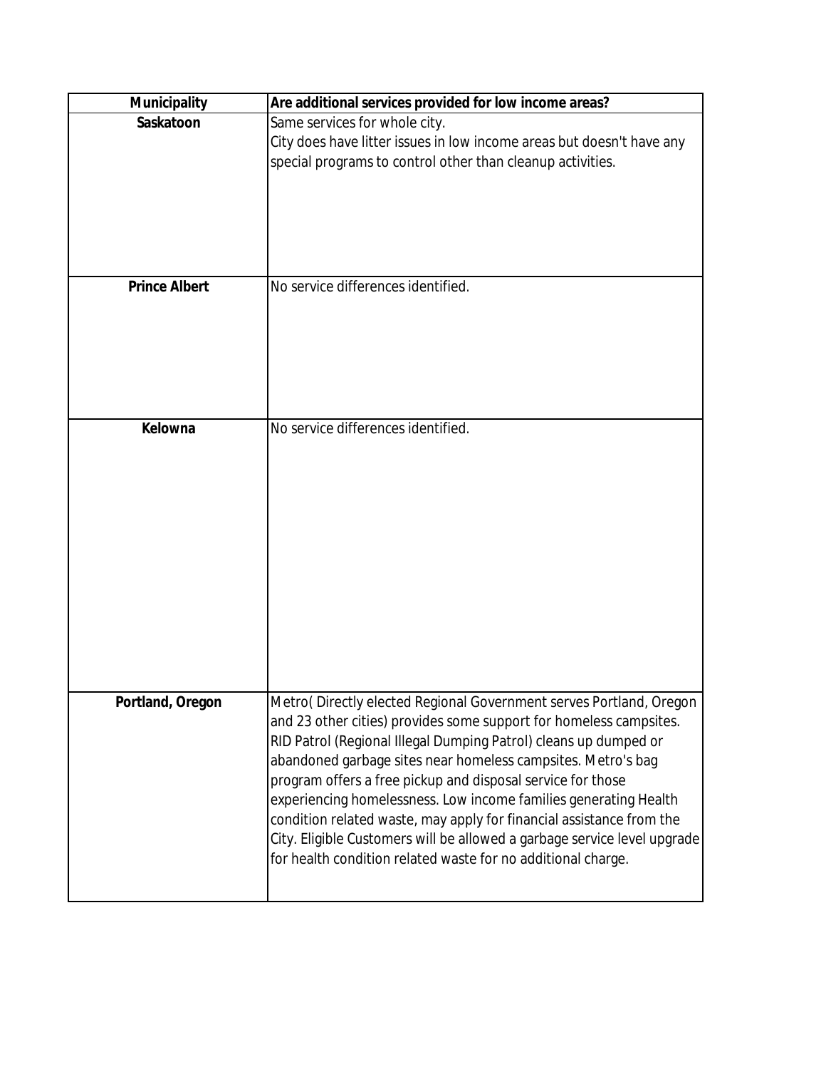| Municipality | Are additional services provided for low income areas? |
|---|---|
| **Saskatoon** | Same services for whole city.<br>City does have litter issues in low income areas but doesn't have any special programs to control other than cleanup activities. |
| **Prince Albert** | No service differences identified. |
| **Kelowna** | No service differences identified. |
| **Portland, Oregon** | Metro( Directly elected Regional Government serves Portland, Oregon and 23 other cities) provides some support for homeless campsites. RID Patrol (Regional Illegal Dumping Patrol) cleans up dumped or abandoned garbage sites near homeless campsites. Metro's bag program offers a free pickup and disposal service for those experiencing homelessness. Low income families generating Health condition related waste, may apply for financial assistance from the City. Eligible Customers will be allowed a garbage service level upgrade for health condition related waste for no additional charge. |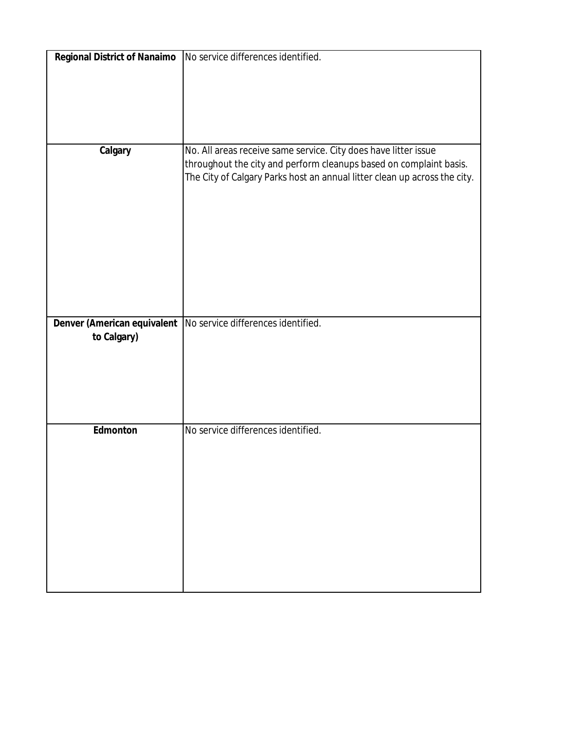| | |
|---|---|
| **Regional District of Nanaimo** | No service differences identified. |
| **Calgary** | No. All areas receive same service. City does have litter issue throughout the city and perform cleanups based on complaint basis. The City of Calgary Parks host an annual litter clean up across the city. |
| **Denver (American equivalent to Calgary)** | No service differences identified. |
| **Edmonton** | No service differences identified. |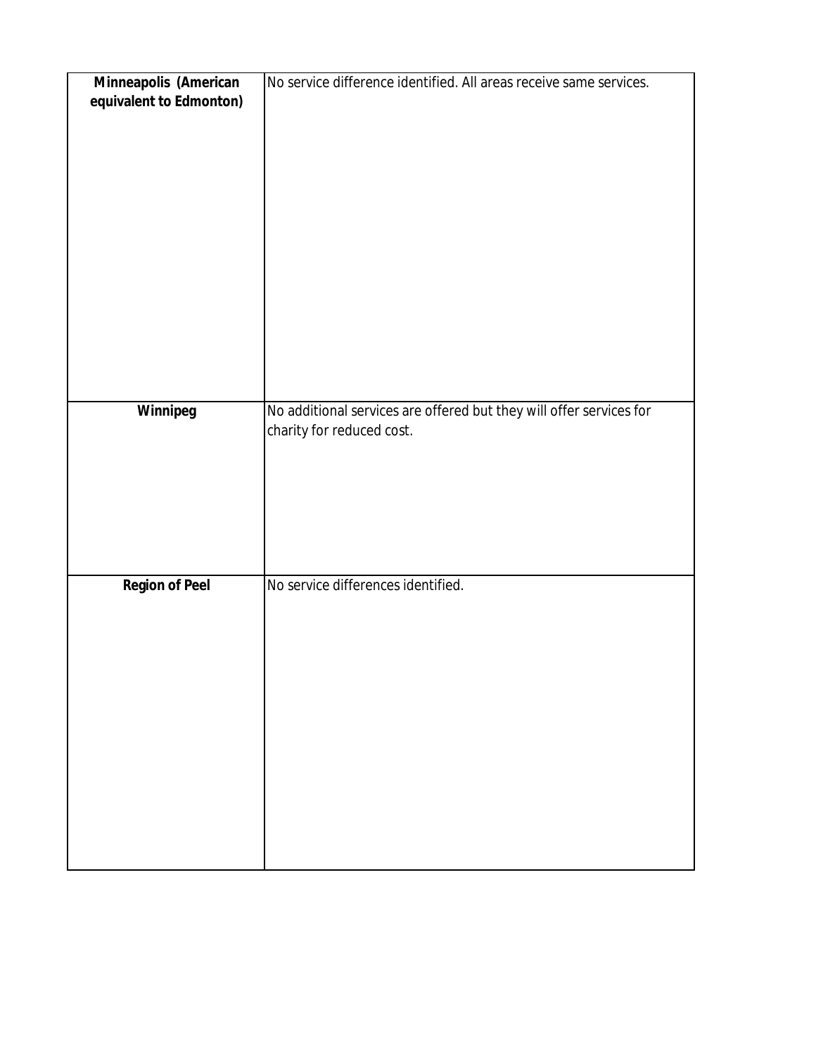| | |
|---|---|
| **Minneapolis (American equivalent to Edmonton)** | No service difference identified. All areas receive same services. |
| **Winnipeg** | No additional services are offered but they will offer services for charity for reduced cost. |
| **Region of Peel** | No service differences identified. |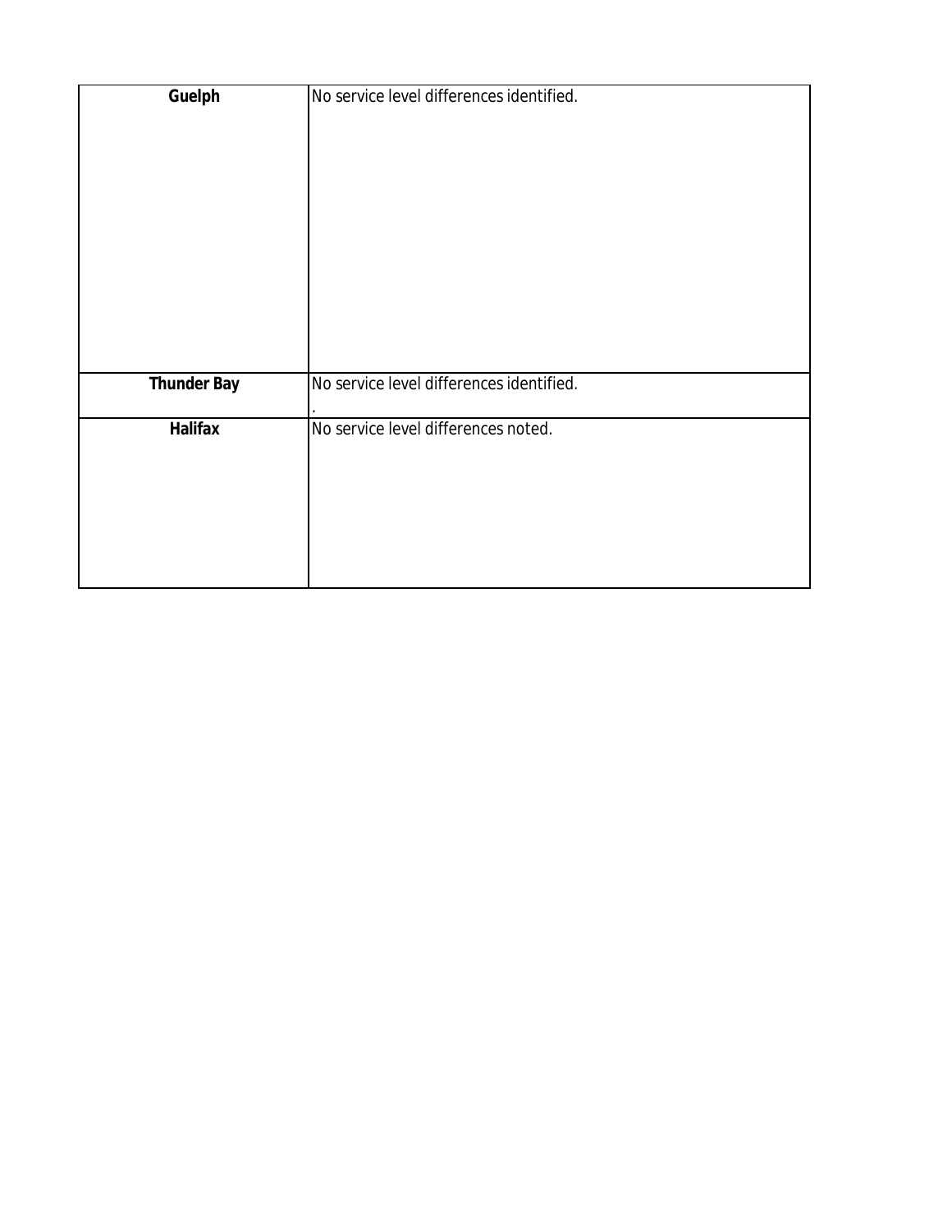| | |
|---|---|
| **Guelph** | No service level differences identified. |
| **Thunder Bay** | No service level differences identified. . |
| **Halifax** | No service level differences noted. |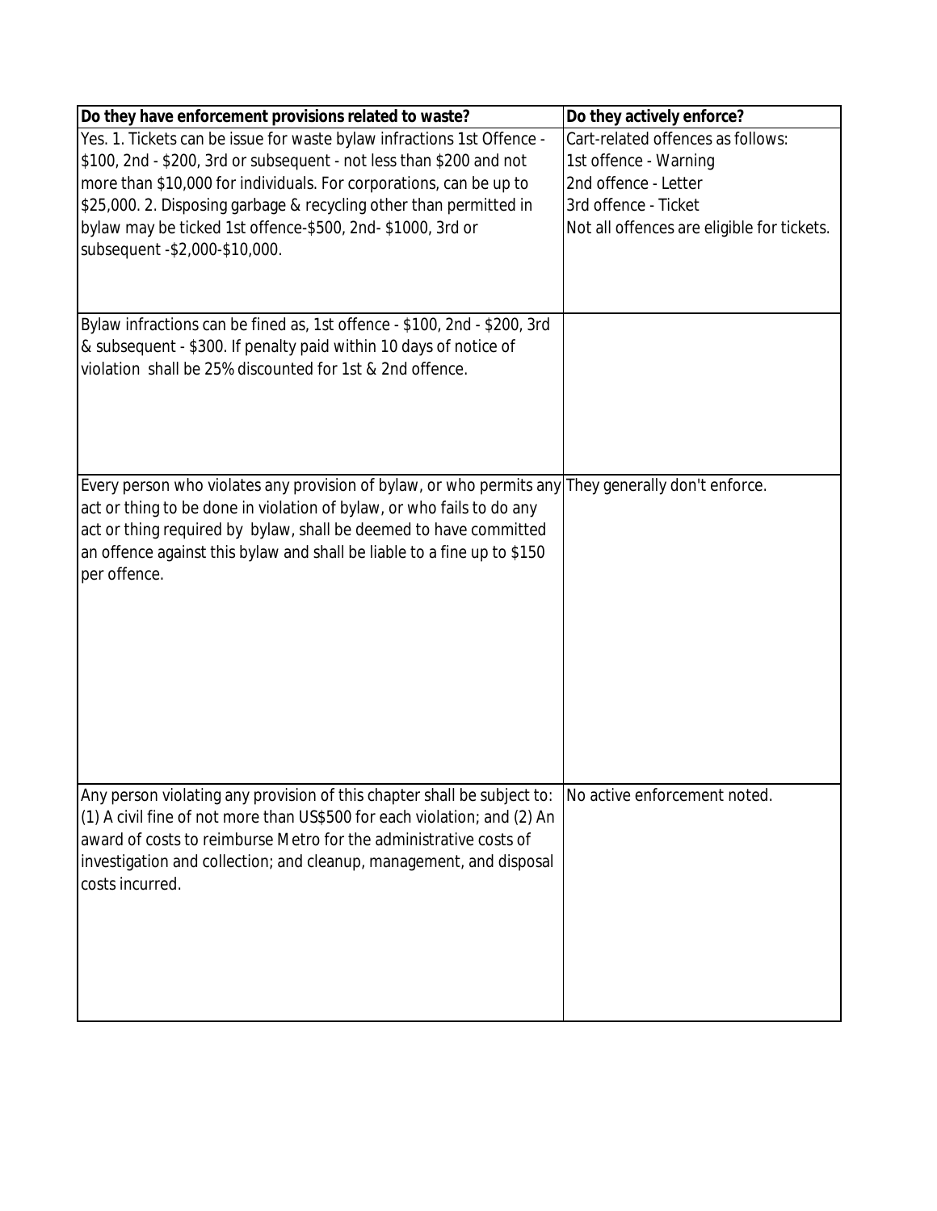| Do they have enforcement provisions related to waste? | Do they actively enforce? |
|---|---|
| Yes. 1. Tickets can be issue for waste bylaw infractions 1st Offence - $100, 2nd - $200, 3rd or subsequent - not less than $200 and not more than $10,000 for individuals. For corporations, can be up to $25,000. 2. Disposing garbage & recycling other than permitted in bylaw may be ticked 1st offence-$500, 2nd- $1000, 3rd or subsequent -$2,000-$10,000. | Cart-related offences as follows:<br>1st offence - Warning<br>2nd offence - Letter<br>3rd offence - Ticket<br>Not all offences are eligible for tickets. |
| Bylaw infractions can be fined as, 1st offence - $100, 2nd - $200, 3rd & subsequent - $300. If penalty paid within 10 days of notice of violation shall be 25% discounted for 1st & 2nd offence. | |
| Every person who violates any provision of bylaw, or who permits any act or thing to be done in violation of bylaw, or who fails to do any act or thing required by bylaw, shall be deemed to have committed an offence against this bylaw and shall be liable to a fine up to $150 per offence. | They generally don't enforce. |
| Any person violating any provision of this chapter shall be subject to: (1) A civil fine of not more than US$500 for each violation; and (2) An award of costs to reimburse Metro for the administrative costs of investigation and collection; and cleanup, management, and disposal costs incurred. | No active enforcement noted. |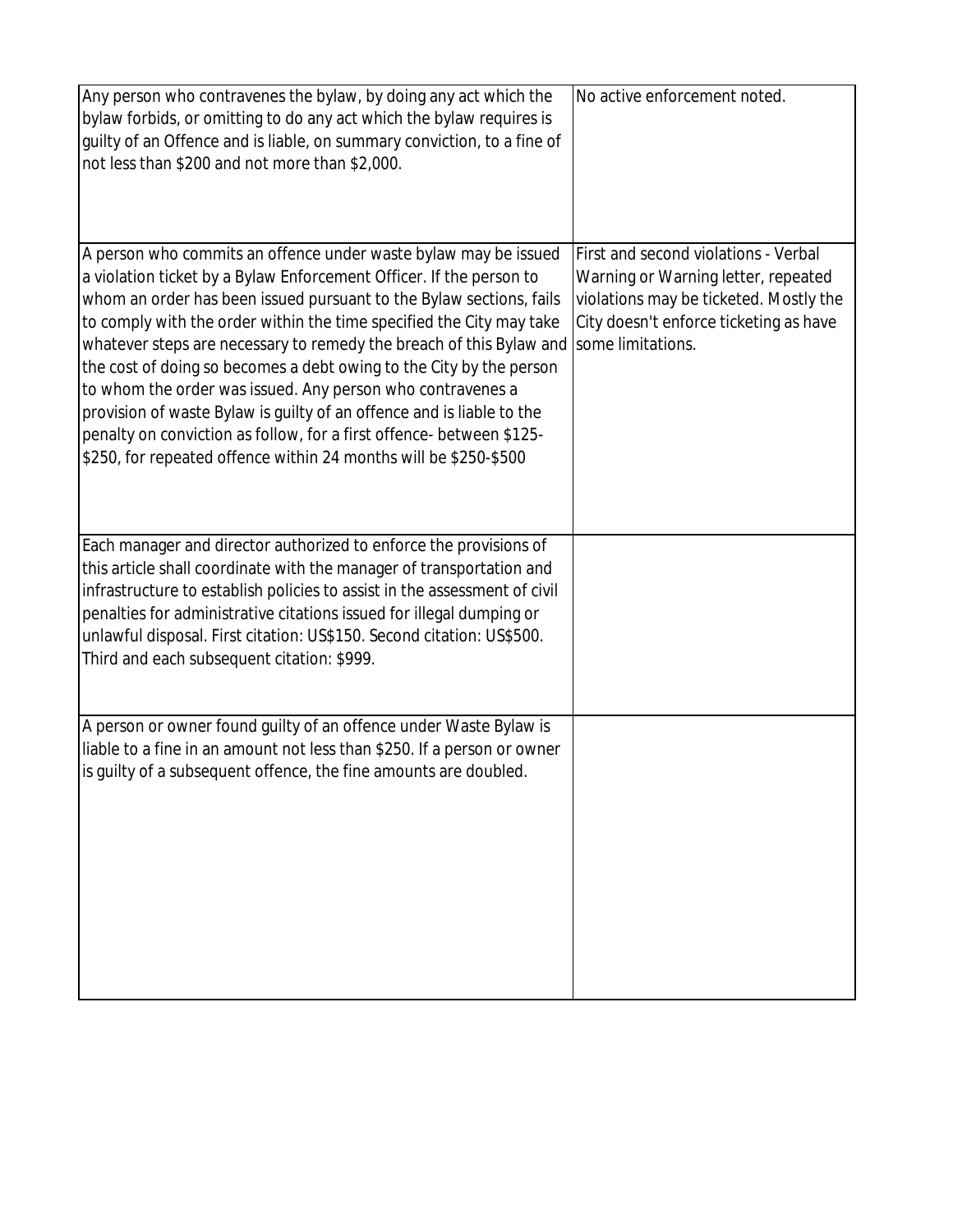| | |
|---|---|
| Any person who contravenes the bylaw, by doing any act which the bylaw forbids, or omitting to do any act which the bylaw requires is guilty of an Offence and is liable, on summary conviction, to a fine of not less than $200 and not more than $2,000. | No active enforcement noted. |
| A person who commits an offence under waste bylaw may be issued a violation ticket by a Bylaw Enforcement Officer. If the person to whom an order has been issued pursuant to the Bylaw sections, fails to comply with the order within the time specified the City may take whatever steps are necessary to remedy the breach of this Bylaw and the cost of doing so becomes a debt owing to the City by the person to whom the order was issued. Any person who contravenes a provision of waste Bylaw is guilty of an offence and is liable to the penalty on conviction as follow, for a first offence- between $125-$250, for repeated offence within 24 months will be $250-$500 | First and second violations - Verbal Warning or Warning letter, repeated violations may be ticketed. Mostly the City doesn't enforce ticketing as have some limitations. |
| Each manager and director authorized to enforce the provisions of this article shall coordinate with the manager of transportation and infrastructure to establish policies to assist in the assessment of civil penalties for administrative citations issued for illegal dumping or unlawful disposal. First citation: US$150. Second citation: US$500. Third and each subsequent citation: $999. | |
| A person or owner found guilty of an offence under Waste Bylaw is liable to a fine in an amount not less than $250. If a person or owner is guilty of a subsequent offence, the fine amounts are doubled. | |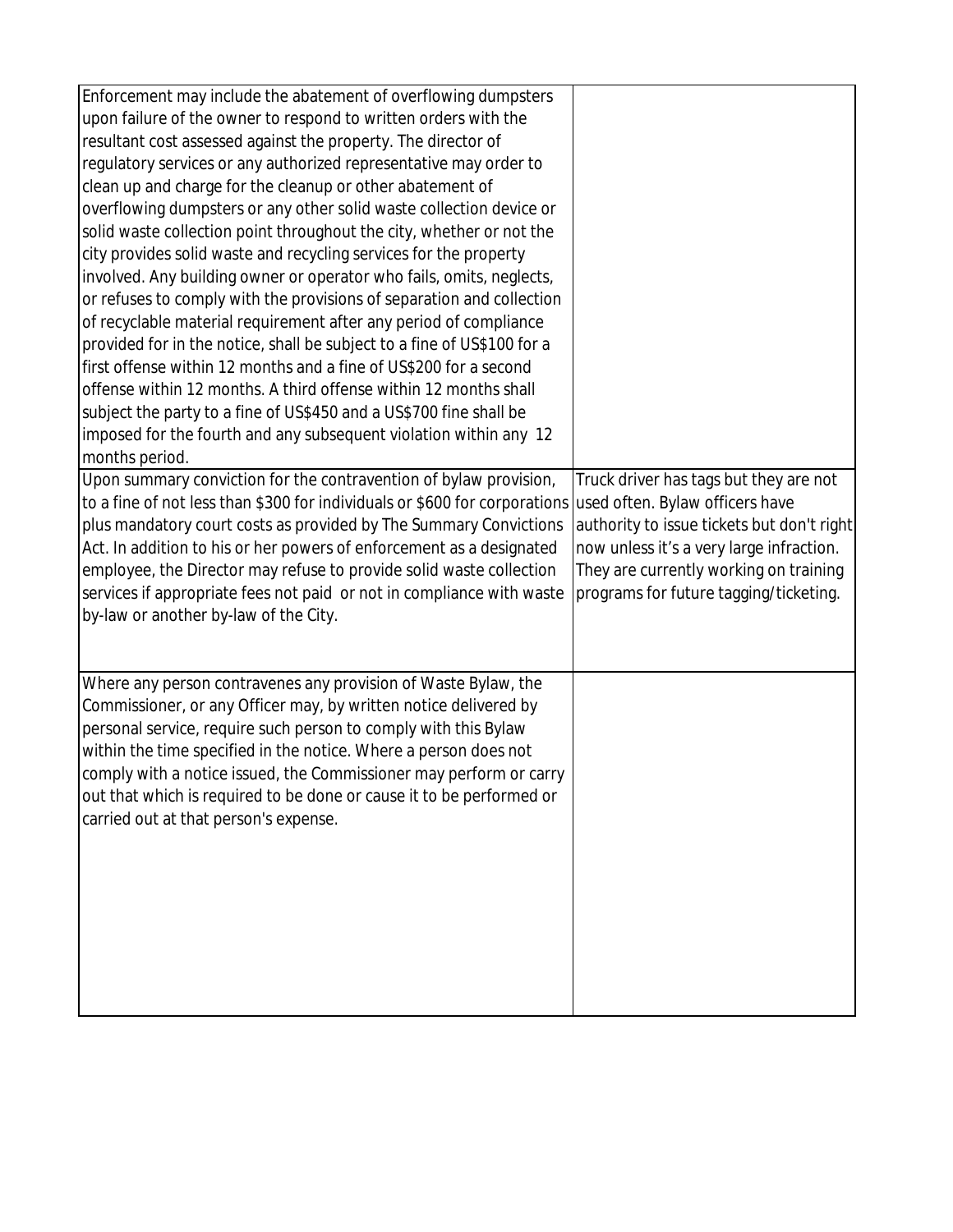| | |
|---|---|
| Enforcement may include the abatement of overflowing dumpsters upon failure of the owner to respond to written orders with the resultant cost assessed against the property. The director of regulatory services or any authorized representative may order to clean up and charge for the cleanup or other abatement of overflowing dumpsters or any other solid waste collection device or solid waste collection point throughout the city, whether or not the city provides solid waste and recycling services for the property involved. Any building owner or operator who fails, omits, neglects, or refuses to comply with the provisions of separation and collection of recyclable material requirement after any period of compliance provided for in the notice, shall be subject to a fine of US$100 for a first offense within 12 months and a fine of US$200 for a second offense within 12 months. A third offense within 12 months shall subject the party to a fine of US$450 and a US$700 fine shall be imposed for the fourth and any subsequent violation within any 12 months period. | |
| Upon summary conviction for the contravention of bylaw provision, to a fine of not less than $300 for individuals or $600 for corporations plus mandatory court costs as provided by The Summary Convictions Act. In addition to his or her powers of enforcement as a designated employee, the Director may refuse to provide solid waste collection services if appropriate fees not paid or not in compliance with waste by-law or another by-law of the City. | Truck driver has tags but they are not used often. Bylaw officers have authority to issue tickets but don't right now unless it's a very large infraction. They are currently working on training programs for future tagging/ticketing. |
| Where any person contravenes any provision of Waste Bylaw, the Commissioner, or any Officer may, by written notice delivered by personal service, require such person to comply with this Bylaw within the time specified in the notice. Where a person does not comply with a notice issued, the Commissioner may perform or carry out that which is required to be done or cause it to be performed or carried out at that person's expense. | |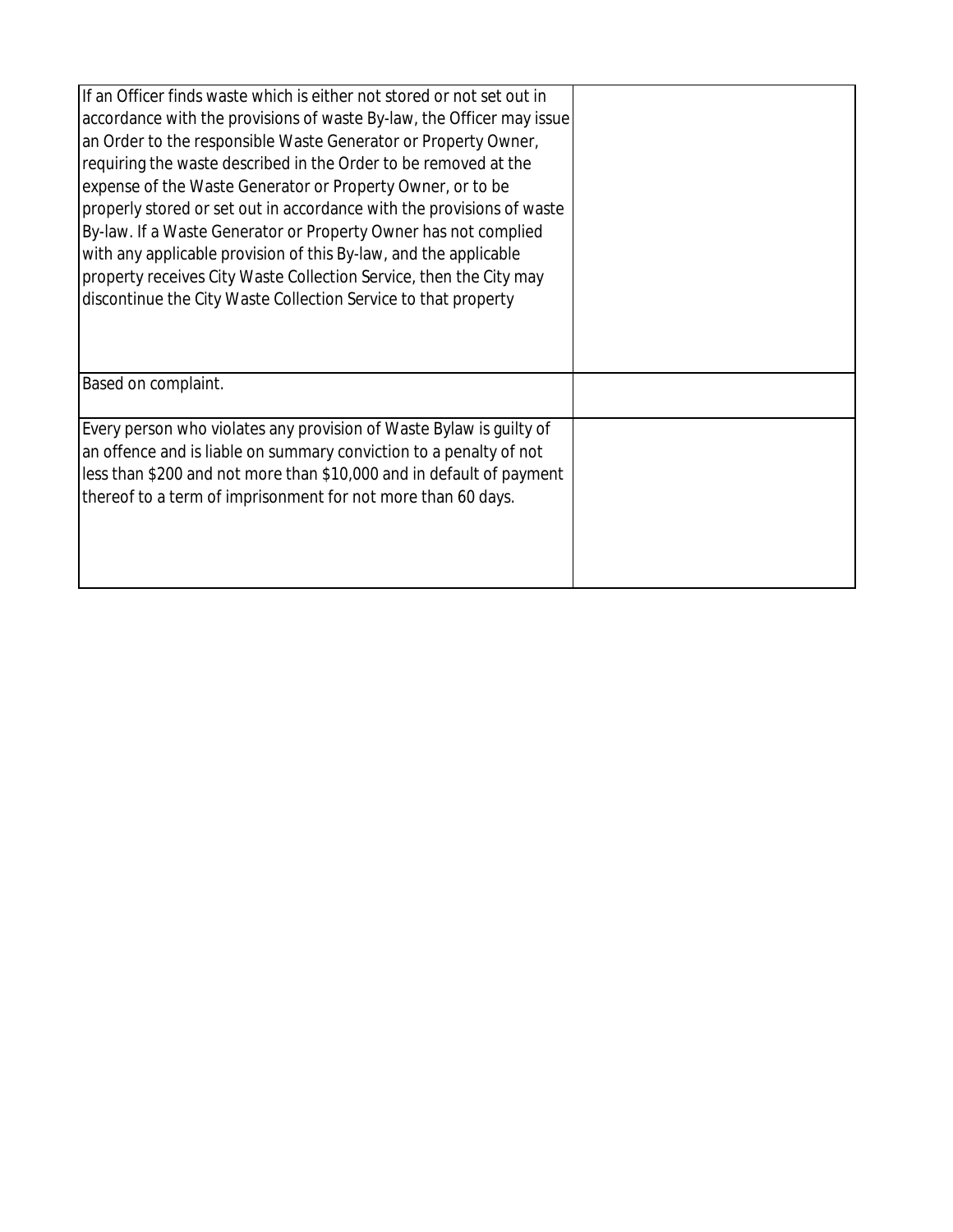| | |
|---|---|
| If an Officer finds waste which is either not stored or not set out in accordance with the provisions of waste By-law, the Officer may issue an Order to the responsible Waste Generator or Property Owner, requiring the waste described in the Order to be removed at the expense of the Waste Generator or Property Owner, or to be properly stored or set out in accordance with the provisions of waste By-law. If a Waste Generator or Property Owner has not complied with any applicable provision of this By-law, and the applicable property receives City Waste Collection Service, then the City may discontinue the City Waste Collection Service to that property | |
| Based on complaint. | |
| Every person who violates any provision of Waste Bylaw is guilty of an offence and is liable on summary conviction to a penalty of not less than $200 and not more than $10,000 and in default of payment thereof to a term of imprisonment for not more than 60 days. | |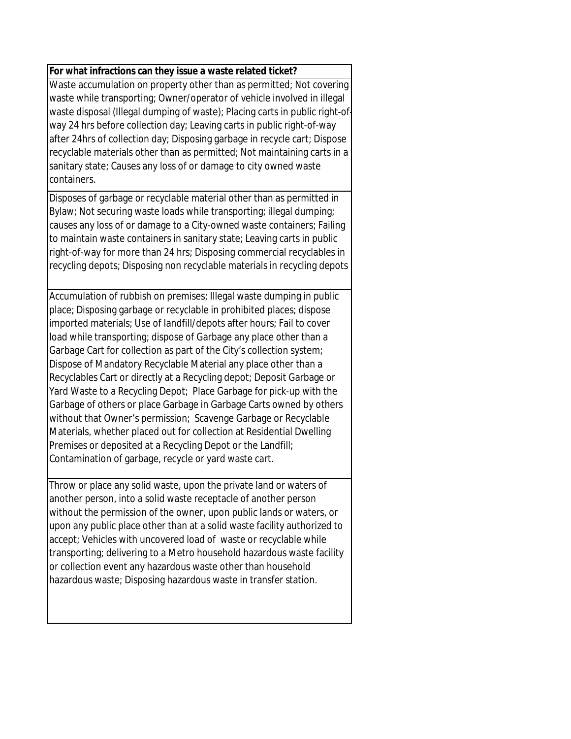| For what infractions can they issue a waste related ticket? |
| --- |
| Waste accumulation on property other than as permitted; Not covering waste while transporting; Owner/operator of vehicle involved in illegal waste disposal (Illegal dumping of waste); Placing carts in public right-of-way 24 hrs before collection day; Leaving carts in public right-of-way after 24hrs of collection day; Disposing garbage in recycle cart; Dispose recyclable materials other than as permitted; Not maintaining carts in a sanitary state; Causes any loss of or damage to city owned waste containers. |
| Disposes of garbage or recyclable material other than as permitted in Bylaw; Not securing waste loads while transporting; illegal dumping; causes any loss of or damage to a City-owned waste containers; Failing to maintain waste containers in sanitary state; Leaving carts in public right-of-way for more than 24 hrs; Disposing commercial recyclables in recycling depots; Disposing non recyclable materials in recycling depots |
| Accumulation of rubbish on premises; Illegal waste dumping in public place; Disposing garbage or recyclable in prohibited places; dispose imported materials; Use of landfill/depots after hours; Fail to cover load while transporting; dispose of Garbage any place other than a Garbage Cart for collection as part of the City's collection system; Dispose of Mandatory Recyclable Material any place other than a Recyclables Cart or directly at a Recycling depot; Deposit Garbage or Yard Waste to a Recycling Depot; Place Garbage for pick-up with the Garbage of others or place Garbage in Garbage Carts owned by others without that Owner's permission; Scavenge Garbage or Recyclable Materials, whether placed out for collection at Residential Dwelling Premises or deposited at a Recycling Depot or the Landfill; Contamination of garbage, recycle or yard waste cart. |
| Throw or place any solid waste, upon the private land or waters of another person, into a solid waste receptacle of another person without the permission of the owner, upon public lands or waters, or upon any public place other than at a solid waste facility authorized to accept; Vehicles with uncovered load of waste or recyclable while transporting; delivering to a Metro household hazardous waste facility or collection event any hazardous waste other than household hazardous waste; Disposing hazardous waste in transfer station. |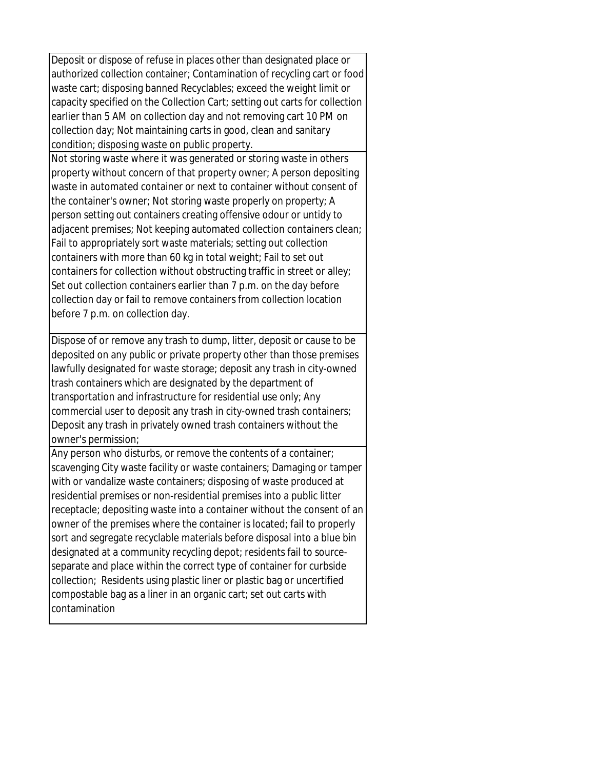| |
|---|
| Deposit or dispose of refuse in places other than designated place or authorized collection container; Contamination of recycling cart or food waste cart; disposing banned Recyclables; exceed the weight limit or capacity specified on the Collection Cart; setting out carts for collection earlier than 5 AM on collection day and not removing cart 10 PM on collection day; Not maintaining carts in good, clean and sanitary condition; disposing waste on public property. |
| Not storing waste where it was generated or storing waste in others property without concern of that property owner; A person depositing waste in automated container or next to container without consent of the container's owner; Not storing waste properly on property; A person setting out containers creating offensive odour or untidy to adjacent premises; Not keeping automated collection containers clean; Fail to appropriately sort waste materials; setting out collection containers with more than 60 kg in total weight; Fail to set out containers for collection without obstructing traffic in street or alley; Set out collection containers earlier than 7 p.m. on the day before collection day or fail to remove containers from collection location before 7 p.m. on collection day. |
| Dispose of or remove any trash to dump, litter, deposit or cause to be deposited on any public or private property other than those premises lawfully designated for waste storage; deposit any trash in city-owned trash containers which are designated by the department of transportation and infrastructure for residential use only; Any commercial user to deposit any trash in city-owned trash containers; Deposit any trash in privately owned trash containers without the owner's permission; |
| Any person who disturbs, or remove the contents of a container; scavenging City waste facility or waste containers; Damaging or tamper with or vandalize waste containers; disposing of waste produced at residential premises or non-residential premises into a public litter receptacle; depositing waste into a container without the consent of an owner of the premises where the container is located; fail to properly sort and segregate recyclable materials before disposal into a blue bin designated at a community recycling depot; residents fail to source-separate and place within the correct type of container for curbside collection; Residents using plastic liner or plastic bag or uncertified compostable bag as a liner in an organic cart; set out carts with contamination |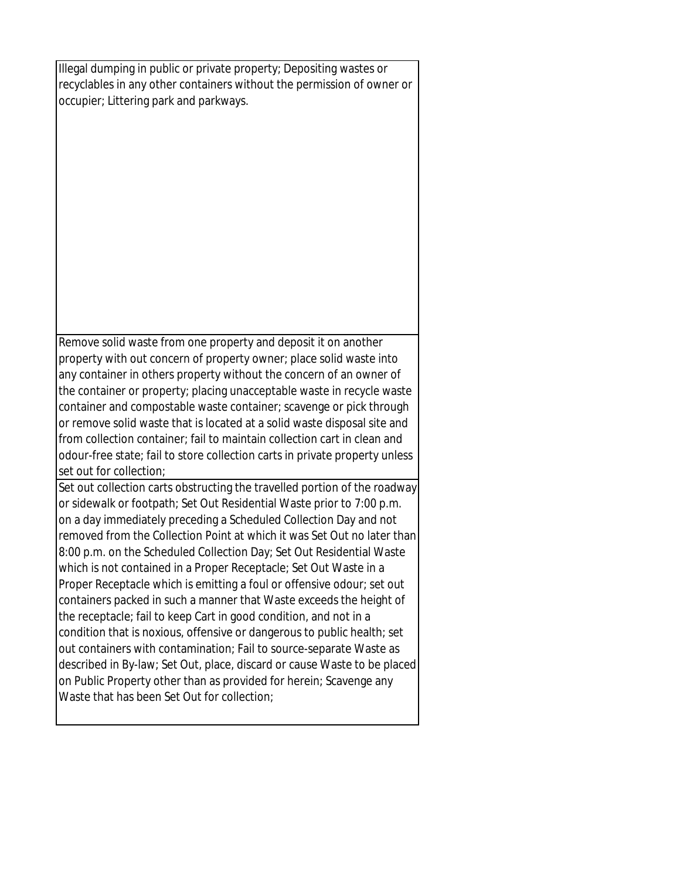| |
|---|
| Illegal dumping in public or private property; Depositing wastes or recyclables in any other containers without the permission of owner or occupier; Littering park and parkways. |
| Remove solid waste from one property and deposit it on another property with out concern of property owner; place solid waste into any container in others property without the concern of an owner of the container or property; placing unacceptable waste in recycle waste container and compostable waste container; scavenge or pick through or remove solid waste that is located at a solid waste disposal site and from collection container; fail to maintain collection cart in clean and odour-free state; fail to store collection carts in private property unless set out for collection; |
| Set out collection carts obstructing the travelled portion of the roadway or sidewalk or footpath; Set Out Residential Waste prior to 7:00 p.m. on a day immediately preceding a Scheduled Collection Day and not removed from the Collection Point at which it was Set Out no later than 8:00 p.m. on the Scheduled Collection Day; Set Out Residential Waste which is not contained in a Proper Receptacle; Set Out Waste in a Proper Receptacle which is emitting a foul or offensive odour; set out containers packed in such a manner that Waste exceeds the height of the receptacle; fail to keep Cart in good condition, and not in a condition that is noxious, offensive or dangerous to public health; set out containers with contamination; Fail to source-separate Waste as described in By-law; Set Out, place, discard or cause Waste to be placed on Public Property other than as provided for herein; Scavenge any Waste that has been Set Out for collection; |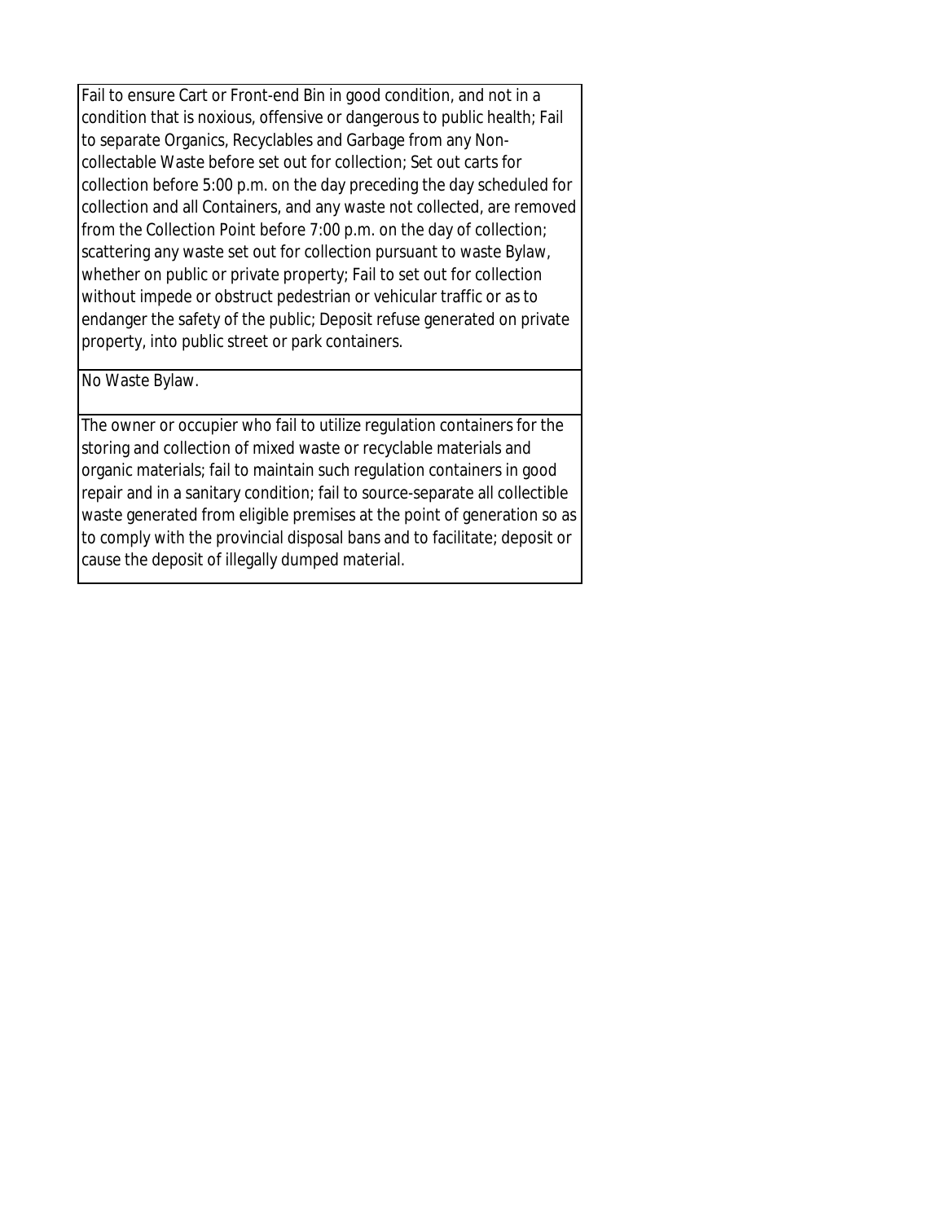| |
|---|
| Fail to ensure Cart or Front-end Bin in good condition, and not in a condition that is noxious, offensive or dangerous to public health; Fail to separate Organics, Recyclables and Garbage from any Non-collectable Waste before set out for collection; Set out carts for collection before 5:00 p.m. on the day preceding the day scheduled for collection and all Containers, and any waste not collected, are removed from the Collection Point before 7:00 p.m. on the day of collection; scattering any waste set out for collection pursuant to waste Bylaw, whether on public or private property; Fail to set out for collection without impede or obstruct pedestrian or vehicular traffic or as to endanger the safety of the public; Deposit refuse generated on private property, into public street or park containers. |
| No Waste Bylaw. |
| The owner or occupier who fail to utilize regulation containers for the storing and collection of mixed waste or recyclable materials and organic materials; fail to maintain such regulation containers in good repair and in a sanitary condition; fail to source-separate all collectible waste generated from eligible premises at the point of generation so as to comply with the provincial disposal bans and to facilitate; deposit or cause the deposit of illegally dumped material. |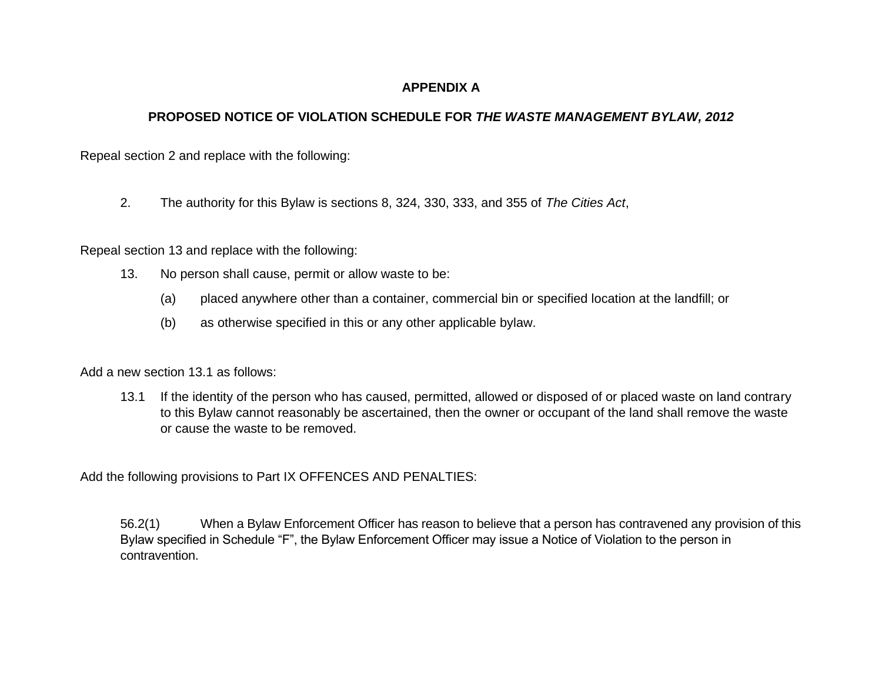**APPENDIX A**

**PROPOSED NOTICE OF VIOLATION SCHEDULE FOR *THE WASTE MANAGEMENT BYLAW, 2012***

Repeal section 2 and replace with the following:

2. The authority for this Bylaw is sections 8, 324, 330, 333, and 355 of *The Cities Act*,

Repeal section 13 and replace with the following:

13. No person shall cause, permit or allow waste to be:

    (a) placed anywhere other than a container, commercial bin or specified location at the landfill; or

    (b) as otherwise specified in this or any other applicable bylaw.

Add a new section 13.1 as follows:

13.1 If the identity of the person who has caused, permitted, allowed or disposed of or placed waste on land contrary to this Bylaw cannot reasonably be ascertained, then the owner or occupant of the land shall remove the waste or cause the waste to be removed.

Add the following provisions to Part IX OFFENCES AND PENALTIES:

56.2(1) When a Bylaw Enforcement Officer has reason to believe that a person has contravened any provision of this Bylaw specified in Schedule “F”, the Bylaw Enforcement Officer may issue a Notice of Violation to the person in contravention.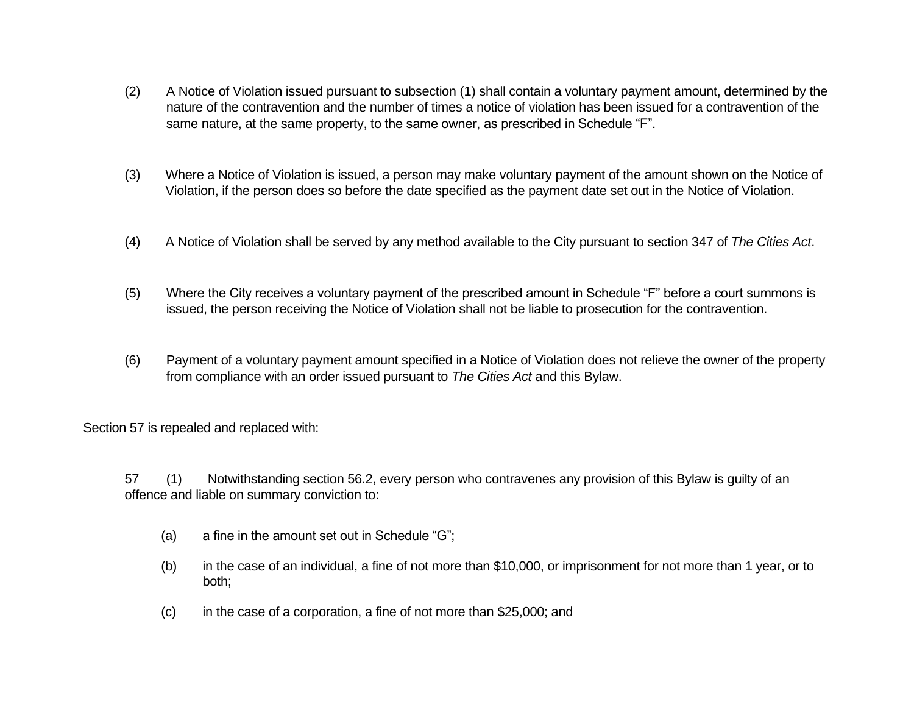(2) A Notice of Violation issued pursuant to subsection (1) shall contain a voluntary payment amount, determined by the nature of the contravention and the number of times a notice of violation has been issued for a contravention of the same nature, at the same property, to the same owner, as prescribed in Schedule "F".

(3) Where a Notice of Violation is issued, a person may make voluntary payment of the amount shown on the Notice of Violation, if the person does so before the date specified as the payment date set out in the Notice of Violation.

(4) A Notice of Violation shall be served by any method available to the City pursuant to section 347 of *The Cities Act*.

(5) Where the City receives a voluntary payment of the prescribed amount in Schedule "F" before a court summons is issued, the person receiving the Notice of Violation shall not be liable to prosecution for the contravention.

(6) Payment of a voluntary payment amount specified in a Notice of Violation does not relieve the owner of the property from compliance with an order issued pursuant to *The Cities Act* and this Bylaw.

Section 57 is repealed and replaced with:

57 (1) Notwithstanding section 56.2, every person who contravenes any provision of this Bylaw is guilty of an offence and liable on summary conviction to:

(a) a fine in the amount set out in Schedule "G";

(b) in the case of an individual, a fine of not more than $10,000, or imprisonment for not more than 1 year, or to both;

(c) in the case of a corporation, a fine of not more than $25,000; and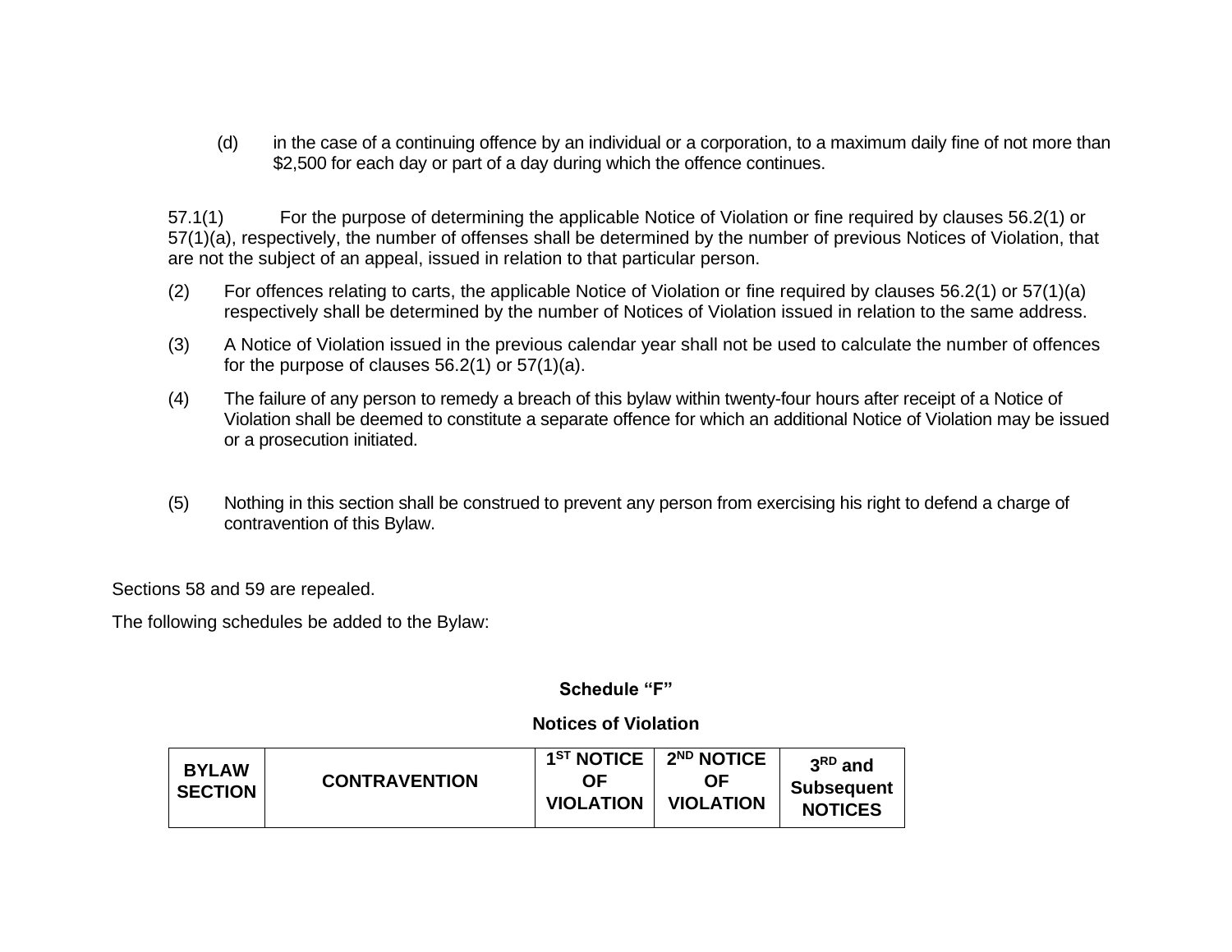(d) in the case of a continuing offence by an individual or a corporation, to a maximum daily fine of not more than $2,500 for each day or part of a day during which the offence continues.

57.1(1) For the purpose of determining the applicable Notice of Violation or fine required by clauses 56.2(1) or 57(1)(a), respectively, the number of offenses shall be determined by the number of previous Notices of Violation, that are not the subject of an appeal, issued in relation to that particular person.

(2) For offences relating to carts, the applicable Notice of Violation or fine required by clauses 56.2(1) or 57(1)(a) respectively shall be determined by the number of Notices of Violation issued in relation to the same address.

(3) A Notice of Violation issued in the previous calendar year shall not be used to calculate the number of offences for the purpose of clauses 56.2(1) or 57(1)(a).

(4) The failure of any person to remedy a breach of this bylaw within twenty-four hours after receipt of a Notice of Violation shall be deemed to constitute a separate offence for which an additional Notice of Violation may be issued or a prosecution initiated.

(5) Nothing in this section shall be construed to prevent any person from exercising his right to defend a charge of contravention of this Bylaw.

Sections 58 and 59 are repealed.

The following schedules be added to the Bylaw:

**Schedule "F"**

**Notices of Violation**

| BYLAW SECTION | CONTRAVENTION | 1ST NOTICE OF VIOLATION | 2ND NOTICE OF VIOLATION | 3RD and Subsequent NOTICES |
|---|---|---|---|---|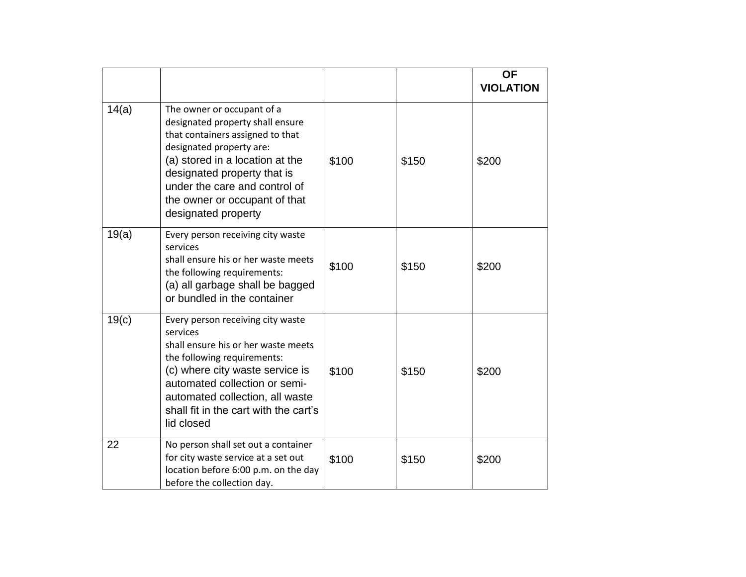| | | | | OF VIOLATION |
|---|---|---|---|---|
| 14(a) | The owner or occupant of a designated property shall ensure that containers assigned to that designated property are: (a) stored in a location at the designated property that is under the care and control of the owner or occupant of that designated property | $100 | $150 | $200 |
| 19(a) | Every person receiving city waste services shall ensure his or her waste meets the following requirements: (a) all garbage shall be bagged or bundled in the container | $100 | $150 | $200 |
| 19(c) | Every person receiving city waste services shall ensure his or her waste meets the following requirements: (c) where city waste service is automated collection or semi-automated collection, all waste shall fit in the cart with the cart's lid closed | $100 | $150 | $200 |
| 22 | No person shall set out a container for city waste service at a set out location before 6:00 p.m. on the day before the collection day. | $100 | $150 | $200 |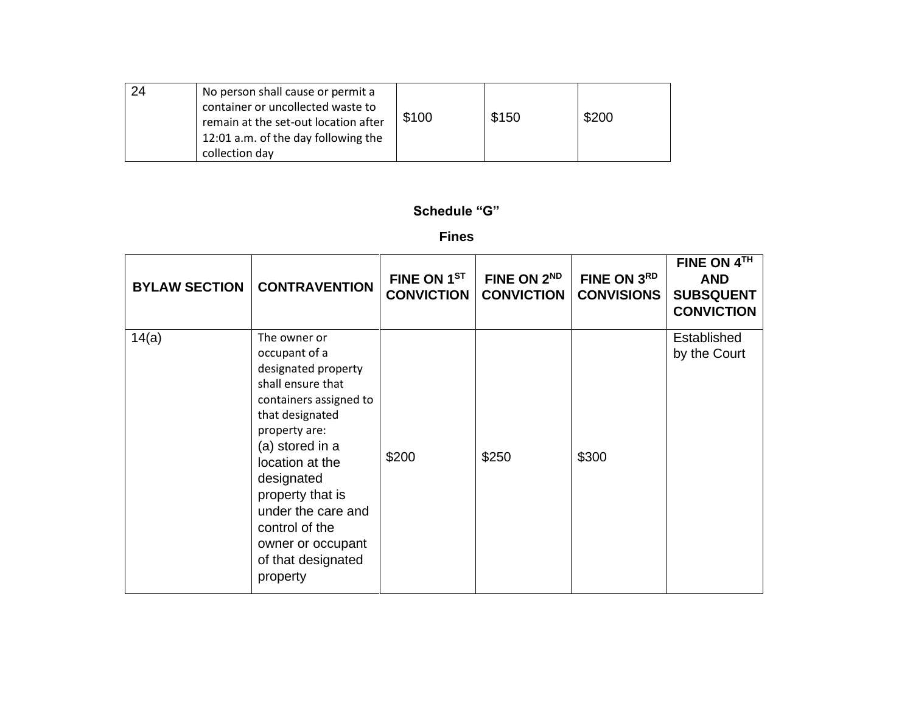| 24 | No person shall cause or permit a container or uncollected waste to remain at the set-out location after 12:01 a.m. of the day following the collection day | $100 | $150 | $200 |
|---|---|---|---|---|

**Schedule "G"**

**Fines**

| BYLAW SECTION | CONTRAVENTION | FINE ON 1ST CONVICTION | FINE ON 2ND CONVICTION | FINE ON 3RD CONVISIONS | FINE ON 4TH AND SUBSQUENT CONVICTION |
|---|---|---|---|---|---|
| 14(a) | The owner or occupant of a designated property shall ensure that containers assigned to that designated property are: (a) stored in a location at the designated property that is under the care and control of the owner or occupant of that designated property | $200 | $250 | $300 | Established by the Court |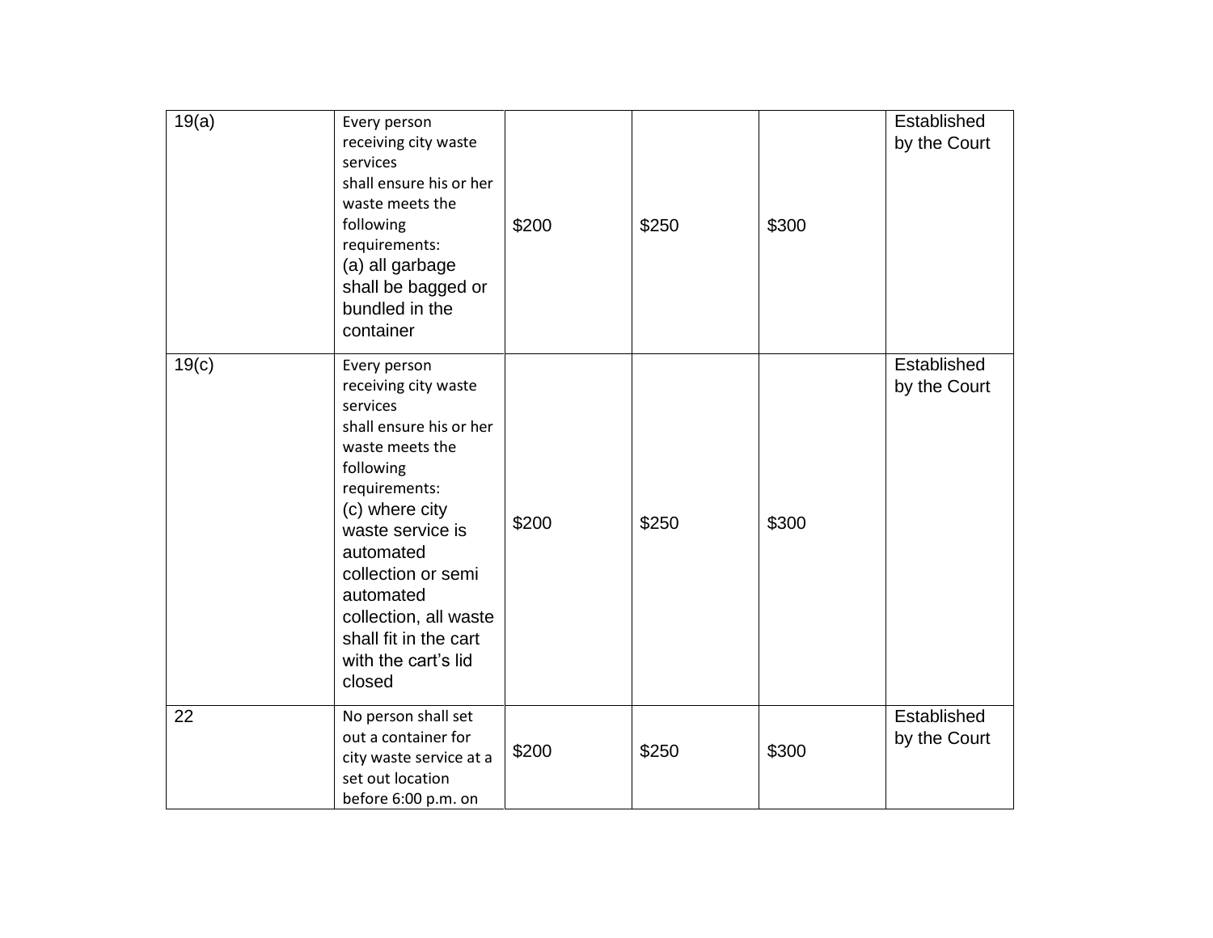| 19(a) | Every person receiving city waste services shall ensure his or her waste meets the following requirements: (a) all garbage shall be bagged or bundled in the container | $200 | $250 | $300 | Established by the Court |
|---|---|---|---|---|---|
| 19(c) | Every person receiving city waste services shall ensure his or her waste meets the following requirements: (c) where city waste service is automated collection or semi automated collection, all waste shall fit in the cart with the cart's lid closed | $200 | $250 | $300 | Established by the Court |
| 22 | No person shall set out a container for city waste service at a set out location before 6:00 p.m. on | $200 | $250 | $300 | Established by the Court |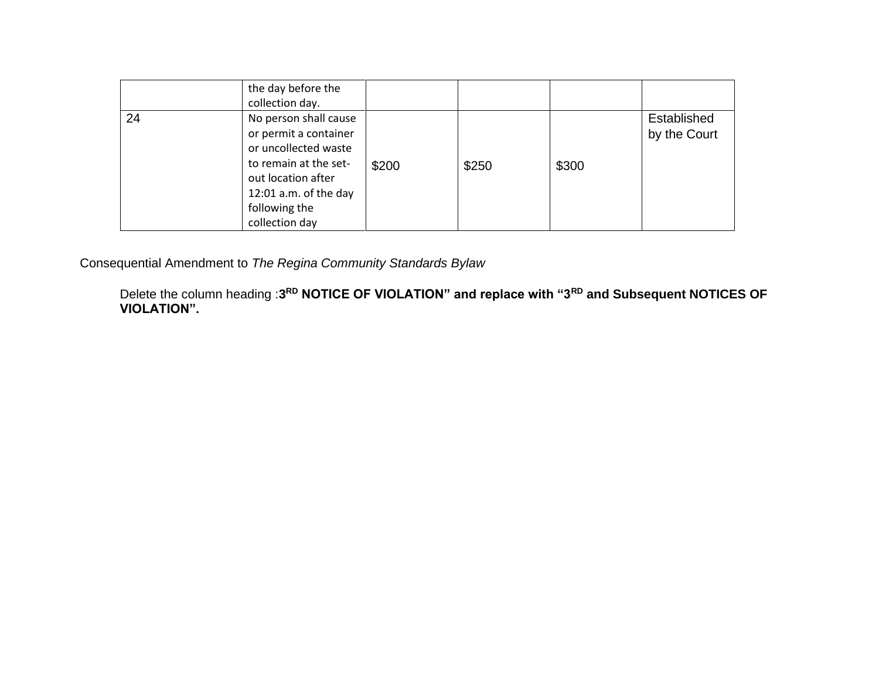| | | | | | |
|---|---|---|---|---|---|
| | the day before the collection day. | | | | |
| 24 | No person shall cause or permit a container or uncollected waste to remain at the set-out location after 12:01 a.m. of the day following the collection day | $200 | $250 | $300 | Established by the Court |

Consequential Amendment to *The Regina Community Standards Bylaw*

Delete the column heading :**3RD NOTICE OF VIOLATION" and replace with "3RD and Subsequent NOTICES OF VIOLATION".**